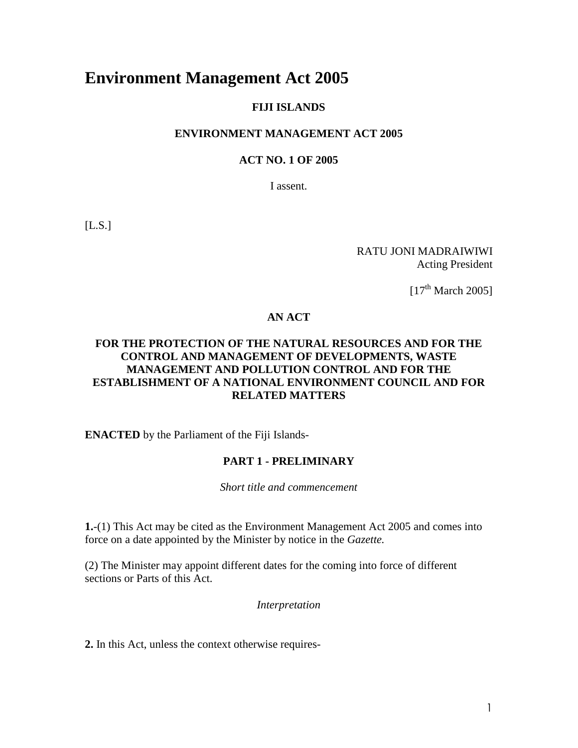# Environment Management Act 2005

**FIJI ISLANDS**

**ENVIRONMENT MANAGEMENT ACT 2005**

**ACT NO. 1 OF 2005**

I assent.

[L.S.]

RATU JONI MADRAIWIWI
Acting President

[17th March 2005]

**AN ACT**

**FOR THE PROTECTION OF THE NATURAL RESOURCES AND FOR THE CONTROL AND MANAGEMENT OF DEVELOPMENTS, WASTE MANAGEMENT AND POLLUTION CONTROL AND FOR THE ESTABLISHMENT OF A NATIONAL ENVIRONMENT COUNCIL AND FOR RELATED MATTERS**

**ENACTED** by the Parliament of the Fiji Islands-

## PART 1 - PRELIMINARY

*Short title and commencement*

**1.**-(1) This Act may be cited as the Environment Management Act 2005 and comes into force on a date appointed by the Minister by notice in the *Gazette.*

(2) The Minister may appoint different dates for the coming into force of different sections or Parts of this Act.

*Interpretation*

**2.** In this Act, unless the context otherwise requires-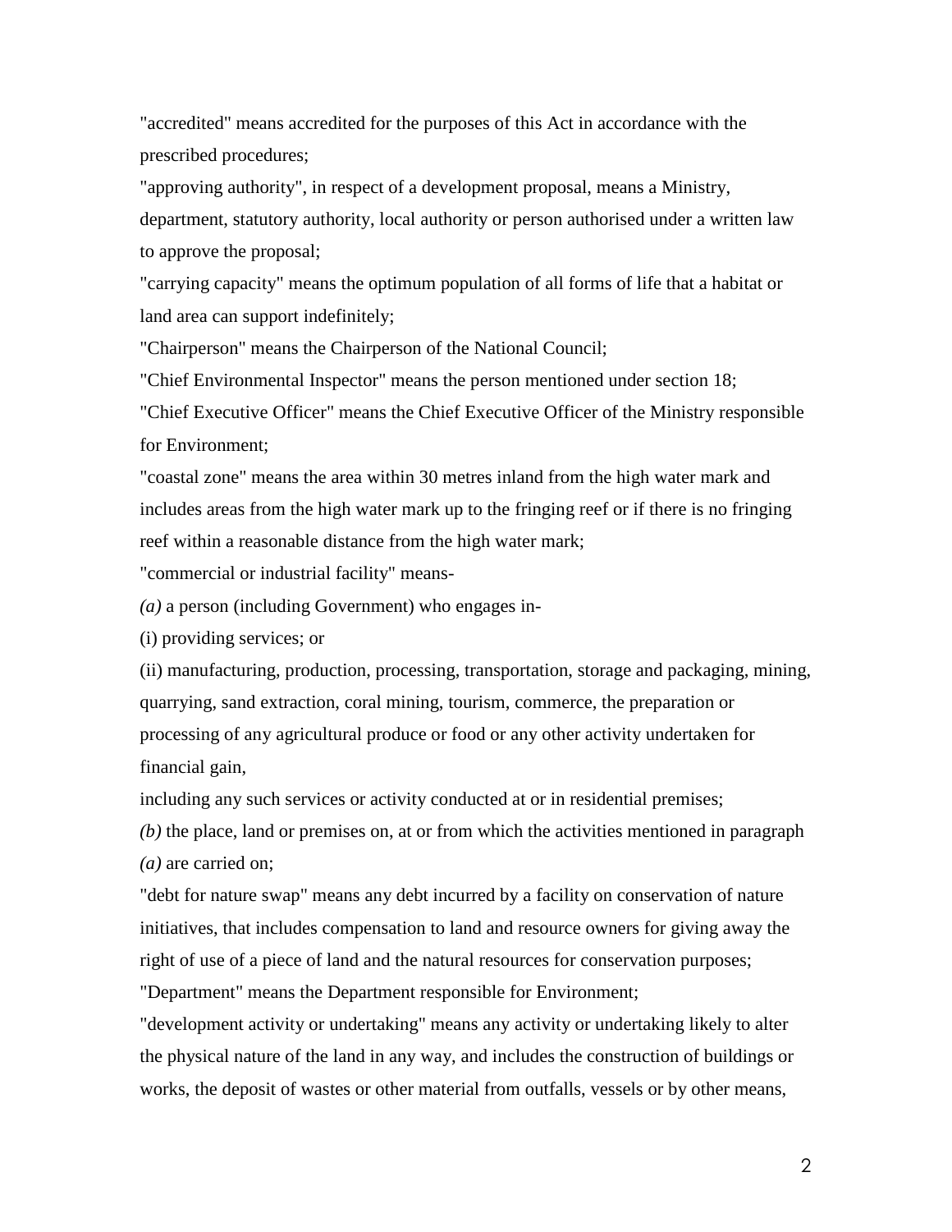"accredited" means accredited for the purposes of this Act in accordance with the prescribed procedures;

"approving authority", in respect of a development proposal, means a Ministry, department, statutory authority, local authority or person authorised under a written law to approve the proposal;

"carrying capacity" means the optimum population of all forms of life that a habitat or land area can support indefinitely;

"Chairperson" means the Chairperson of the National Council;

"Chief Environmental Inspector" means the person mentioned under section 18;

"Chief Executive Officer" means the Chief Executive Officer of the Ministry responsible for Environment;

"coastal zone" means the area within 30 metres inland from the high water mark and includes areas from the high water mark up to the fringing reef or if there is no fringing reef within a reasonable distance from the high water mark;

"commercial or industrial facility" means-

*(a)* a person (including Government) who engages in-

(i) providing services; or

(ii) manufacturing, production, processing, transportation, storage and packaging, mining, quarrying, sand extraction, coral mining, tourism, commerce, the preparation or processing of any agricultural produce or food or any other activity undertaken for financial gain,

including any such services or activity conducted at or in residential premises;

*(b)* the place, land or premises on, at or from which the activities mentioned in paragraph *(a)* are carried on;

"debt for nature swap" means any debt incurred by a facility on conservation of nature initiatives, that includes compensation to land and resource owners for giving away the right of use of a piece of land and the natural resources for conservation purposes;

"Department" means the Department responsible for Environment;

"development activity or undertaking" means any activity or undertaking likely to alter the physical nature of the land in any way, and includes the construction of buildings or works, the deposit of wastes or other material from outfalls, vessels or by other means,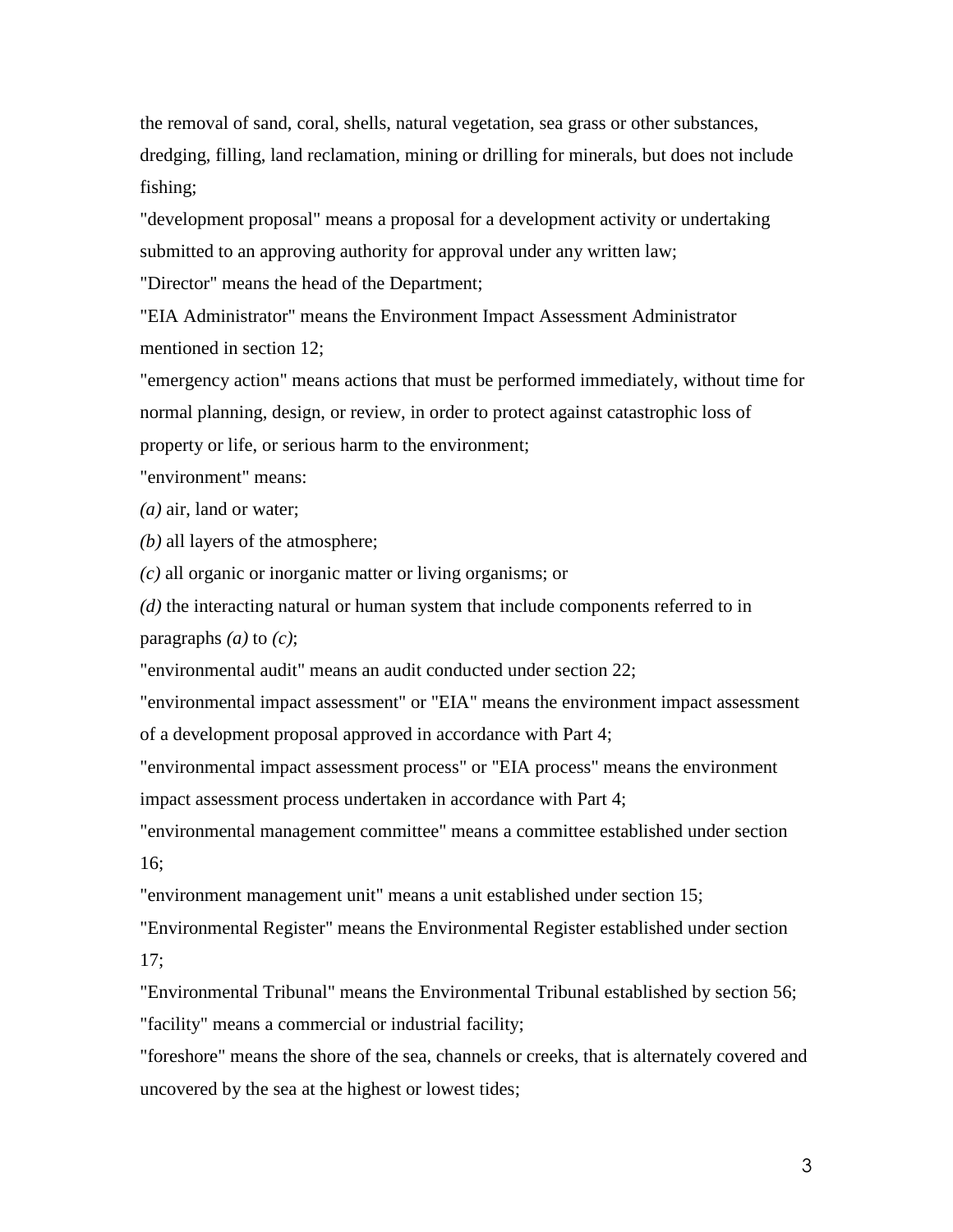the removal of sand, coral, shells, natural vegetation, sea grass or other substances, dredging, filling, land reclamation, mining or drilling for minerals, but does not include fishing;

"development proposal" means a proposal for a development activity or undertaking submitted to an approving authority for approval under any written law;

"Director" means the head of the Department;

"EIA Administrator" means the Environment Impact Assessment Administrator mentioned in section 12;

"emergency action" means actions that must be performed immediately, without time for normal planning, design, or review, in order to protect against catastrophic loss of property or life, or serious harm to the environment;

"environment" means:

*(a)* air, land or water;

*(b)* all layers of the atmosphere;

*(c)* all organic or inorganic matter or living organisms; or

*(d)* the interacting natural or human system that include components referred to in paragraphs *(a)* to *(c)*;

"environmental audit" means an audit conducted under section 22;

"environmental impact assessment" or "EIA" means the environment impact assessment of a development proposal approved in accordance with Part 4;

"environmental impact assessment process" or "EIA process" means the environment impact assessment process undertaken in accordance with Part 4;

"environmental management committee" means a committee established under section 16;

"environment management unit" means a unit established under section 15;

"Environmental Register" means the Environmental Register established under section 17;

"Environmental Tribunal" means the Environmental Tribunal established by section 56;

"facility" means a commercial or industrial facility;

"foreshore" means the shore of the sea, channels or creeks, that is alternately covered and uncovered by the sea at the highest or lowest tides;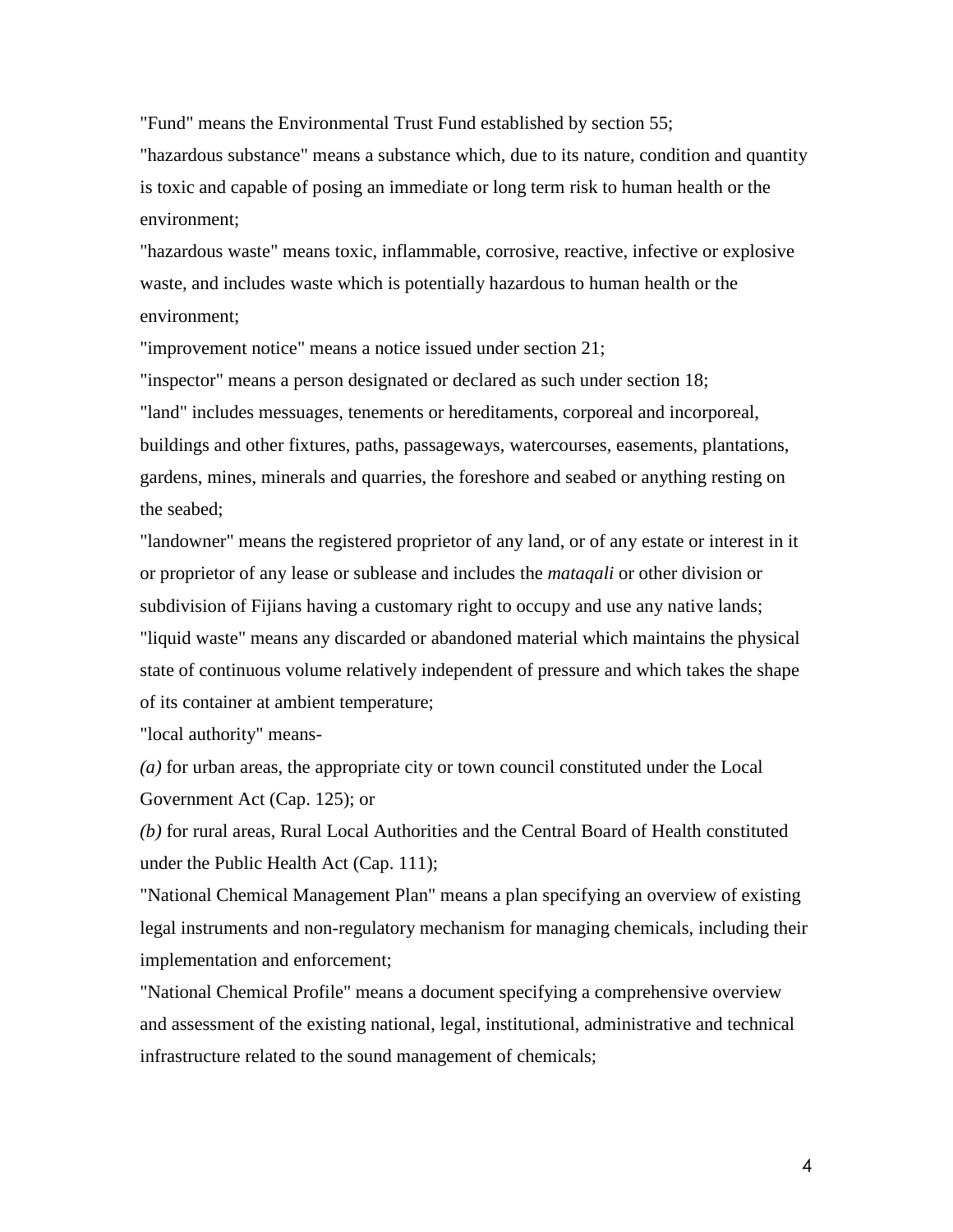"Fund" means the Environmental Trust Fund established by section 55;

"hazardous substance" means a substance which, due to its nature, condition and quantity is toxic and capable of posing an immediate or long term risk to human health or the environment;

"hazardous waste" means toxic, inflammable, corrosive, reactive, infective or explosive waste, and includes waste which is potentially hazardous to human health or the environment;

"improvement notice" means a notice issued under section 21;

"inspector" means a person designated or declared as such under section 18;

"land" includes messuages, tenements or hereditaments, corporeal and incorporeal, buildings and other fixtures, paths, passageways, watercourses, easements, plantations, gardens, mines, minerals and quarries, the foreshore and seabed or anything resting on the seabed;

"landowner" means the registered proprietor of any land, or of any estate or interest in it or proprietor of any lease or sublease and includes the *mataqali* or other division or subdivision of Fijians having a customary right to occupy and use any native lands;

"liquid waste" means any discarded or abandoned material which maintains the physical state of continuous volume relatively independent of pressure and which takes the shape of its container at ambient temperature;

"local authority" means-

*(a)* for urban areas, the appropriate city or town council constituted under the Local Government Act (Cap. 125); or

*(b)* for rural areas, Rural Local Authorities and the Central Board of Health constituted under the Public Health Act (Cap. 111);

"National Chemical Management Plan" means a plan specifying an overview of existing legal instruments and non-regulatory mechanism for managing chemicals, including their implementation and enforcement;

"National Chemical Profile" means a document specifying a comprehensive overview and assessment of the existing national, legal, institutional, administrative and technical infrastructure related to the sound management of chemicals;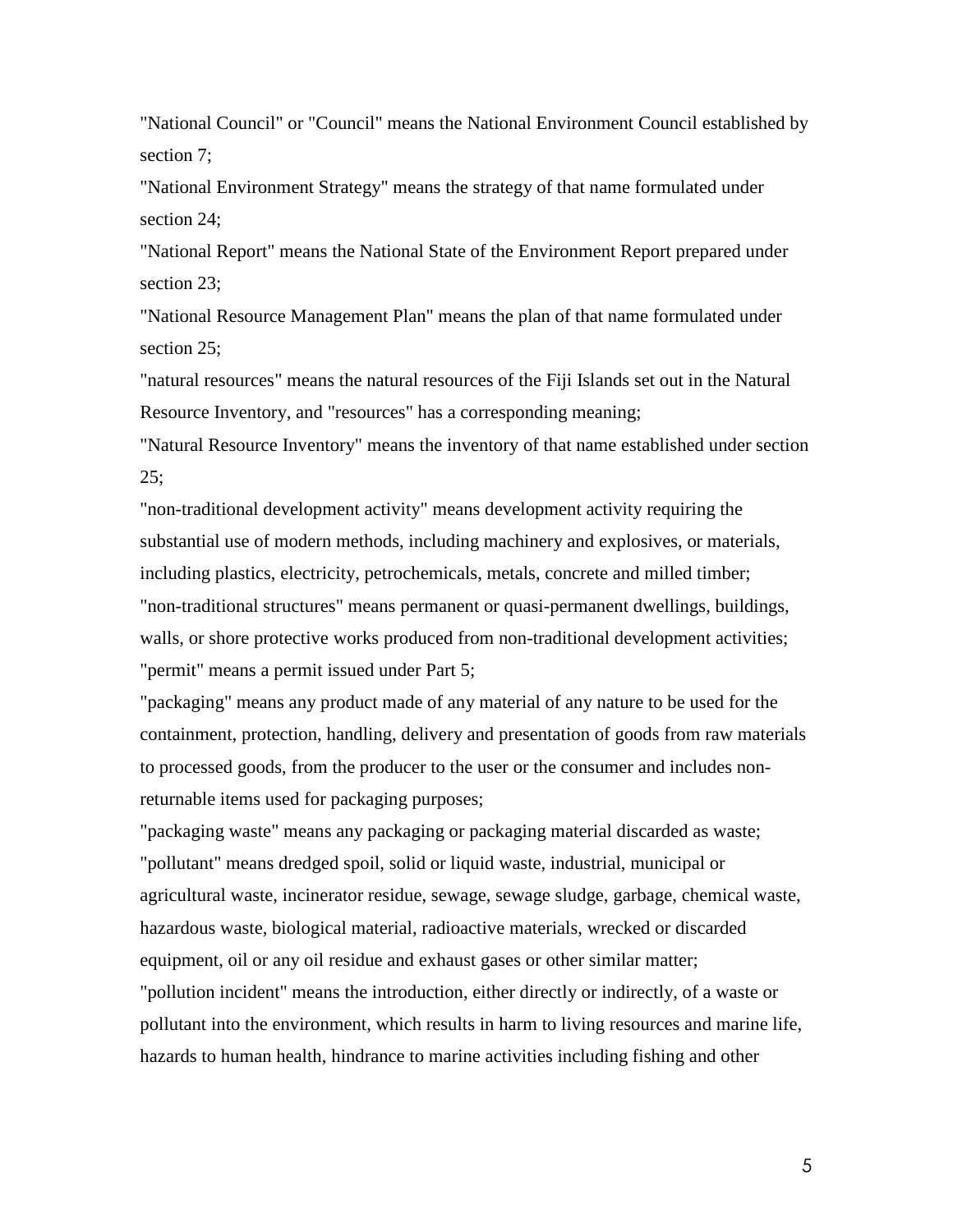"National Council" or "Council" means the National Environment Council established by section 7;

"National Environment Strategy" means the strategy of that name formulated under section 24;

"National Report" means the National State of the Environment Report prepared under section 23;

"National Resource Management Plan" means the plan of that name formulated under section 25;

"natural resources" means the natural resources of the Fiji Islands set out in the Natural Resource Inventory, and "resources" has a corresponding meaning;

"Natural Resource Inventory" means the inventory of that name established under section 25;

"non-traditional development activity" means development activity requiring the substantial use of modern methods, including machinery and explosives, or materials, including plastics, electricity, petrochemicals, metals, concrete and milled timber;

"non-traditional structures" means permanent or quasi-permanent dwellings, buildings, walls, or shore protective works produced from non-traditional development activities;

"permit" means a permit issued under Part 5;

"packaging" means any product made of any material of any nature to be used for the containment, protection, handling, delivery and presentation of goods from raw materials to processed goods, from the producer to the user or the consumer and includes non-returnable items used for packaging purposes;

"packaging waste" means any packaging or packaging material discarded as waste;

"pollutant" means dredged spoil, solid or liquid waste, industrial, municipal or agricultural waste, incinerator residue, sewage, sewage sludge, garbage, chemical waste, hazardous waste, biological material, radioactive materials, wrecked or discarded equipment, oil or any oil residue and exhaust gases or other similar matter;

"pollution incident" means the introduction, either directly or indirectly, of a waste or pollutant into the environment, which results in harm to living resources and marine life, hazards to human health, hindrance to marine activities including fishing and other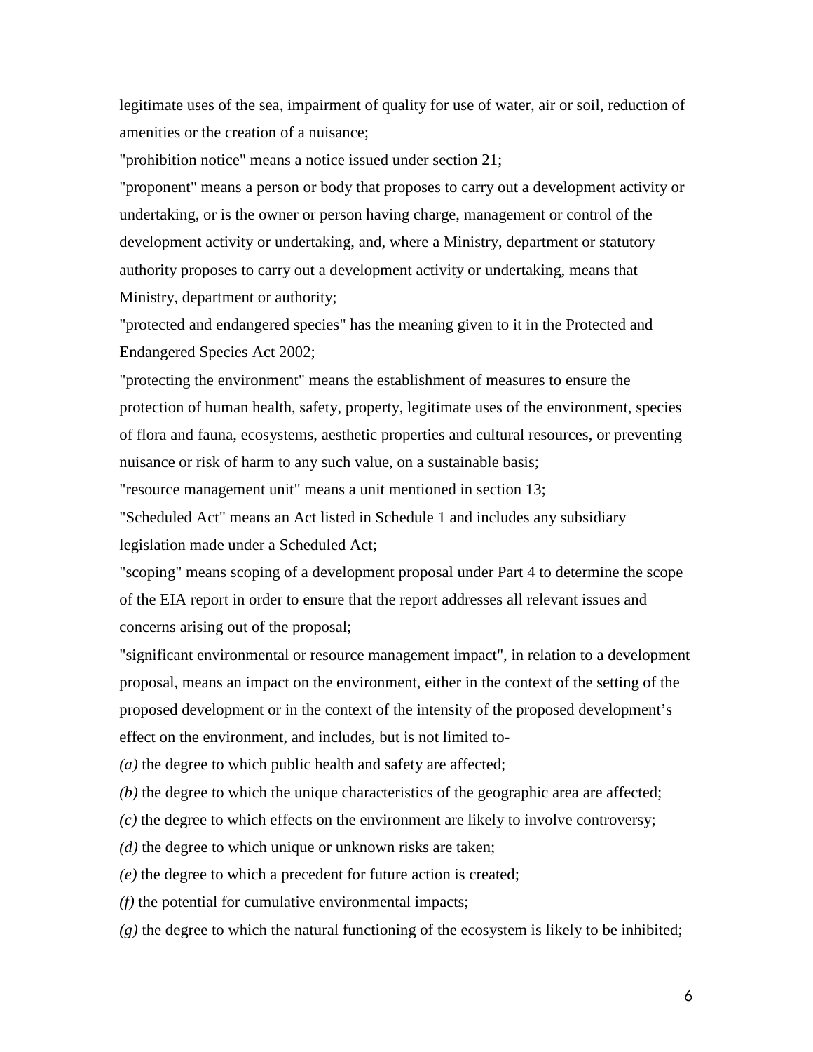legitimate uses of the sea, impairment of quality for use of water, air or soil, reduction of amenities or the creation of a nuisance;

"prohibition notice" means a notice issued under section 21;

"proponent" means a person or body that proposes to carry out a development activity or undertaking, or is the owner or person having charge, management or control of the development activity or undertaking, and, where a Ministry, department or statutory authority proposes to carry out a development activity or undertaking, means that Ministry, department or authority;

"protected and endangered species" has the meaning given to it in the Protected and Endangered Species Act 2002;

"protecting the environment" means the establishment of measures to ensure the protection of human health, safety, property, legitimate uses of the environment, species of flora and fauna, ecosystems, aesthetic properties and cultural resources, or preventing nuisance or risk of harm to any such value, on a sustainable basis;

"resource management unit" means a unit mentioned in section 13;

"Scheduled Act" means an Act listed in Schedule 1 and includes any subsidiary legislation made under a Scheduled Act;

"scoping" means scoping of a development proposal under Part 4 to determine the scope of the EIA report in order to ensure that the report addresses all relevant issues and concerns arising out of the proposal;

"significant environmental or resource management impact", in relation to a development proposal, means an impact on the environment, either in the context of the setting of the proposed development or in the context of the intensity of the proposed development's effect on the environment, and includes, but is not limited to-

*(a)* the degree to which public health and safety are affected;

*(b)* the degree to which the unique characteristics of the geographic area are affected;

*(c)* the degree to which effects on the environment are likely to involve controversy;

*(d)* the degree to which unique or unknown risks are taken;

*(e)* the degree to which a precedent for future action is created;

*(f)* the potential for cumulative environmental impacts;

*(g)* the degree to which the natural functioning of the ecosystem is likely to be inhibited;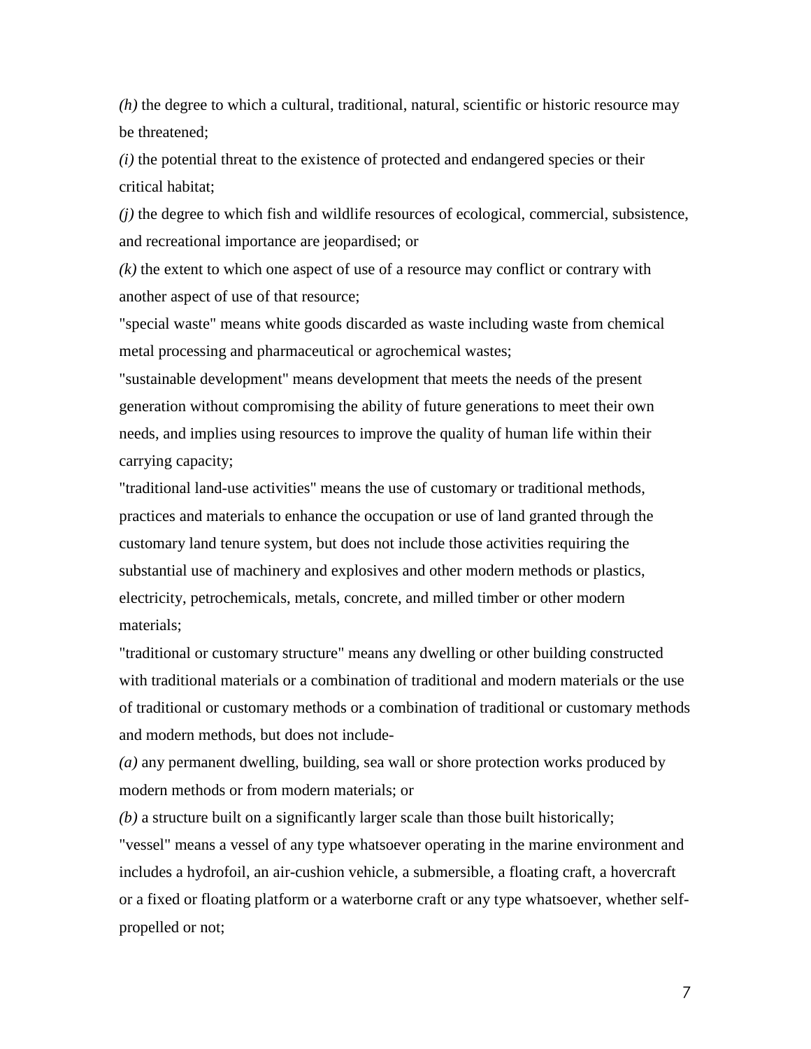*(h)* the degree to which a cultural, traditional, natural, scientific or historic resource may be threatened;

*(i)* the potential threat to the existence of protected and endangered species or their critical habitat;

*(j)* the degree to which fish and wildlife resources of ecological, commercial, subsistence, and recreational importance are jeopardised; or

*(k)* the extent to which one aspect of use of a resource may conflict or contrary with another aspect of use of that resource;

"special waste" means white goods discarded as waste including waste from chemical metal processing and pharmaceutical or agrochemical wastes;

"sustainable development" means development that meets the needs of the present generation without compromising the ability of future generations to meet their own needs, and implies using resources to improve the quality of human life within their carrying capacity;

"traditional land-use activities" means the use of customary or traditional methods, practices and materials to enhance the occupation or use of land granted through the customary land tenure system, but does not include those activities requiring the substantial use of machinery and explosives and other modern methods or plastics, electricity, petrochemicals, metals, concrete, and milled timber or other modern materials;

"traditional or customary structure" means any dwelling or other building constructed with traditional materials or a combination of traditional and modern materials or the use of traditional or customary methods or a combination of traditional or customary methods and modern methods, but does not include-

*(a)* any permanent dwelling, building, sea wall or shore protection works produced by modern methods or from modern materials; or

*(b)* a structure built on a significantly larger scale than those built historically;

"vessel" means a vessel of any type whatsoever operating in the marine environment and includes a hydrofoil, an air-cushion vehicle, a submersible, a floating craft, a hovercraft or a fixed or floating platform or a waterborne craft or any type whatsoever, whether self-propelled or not;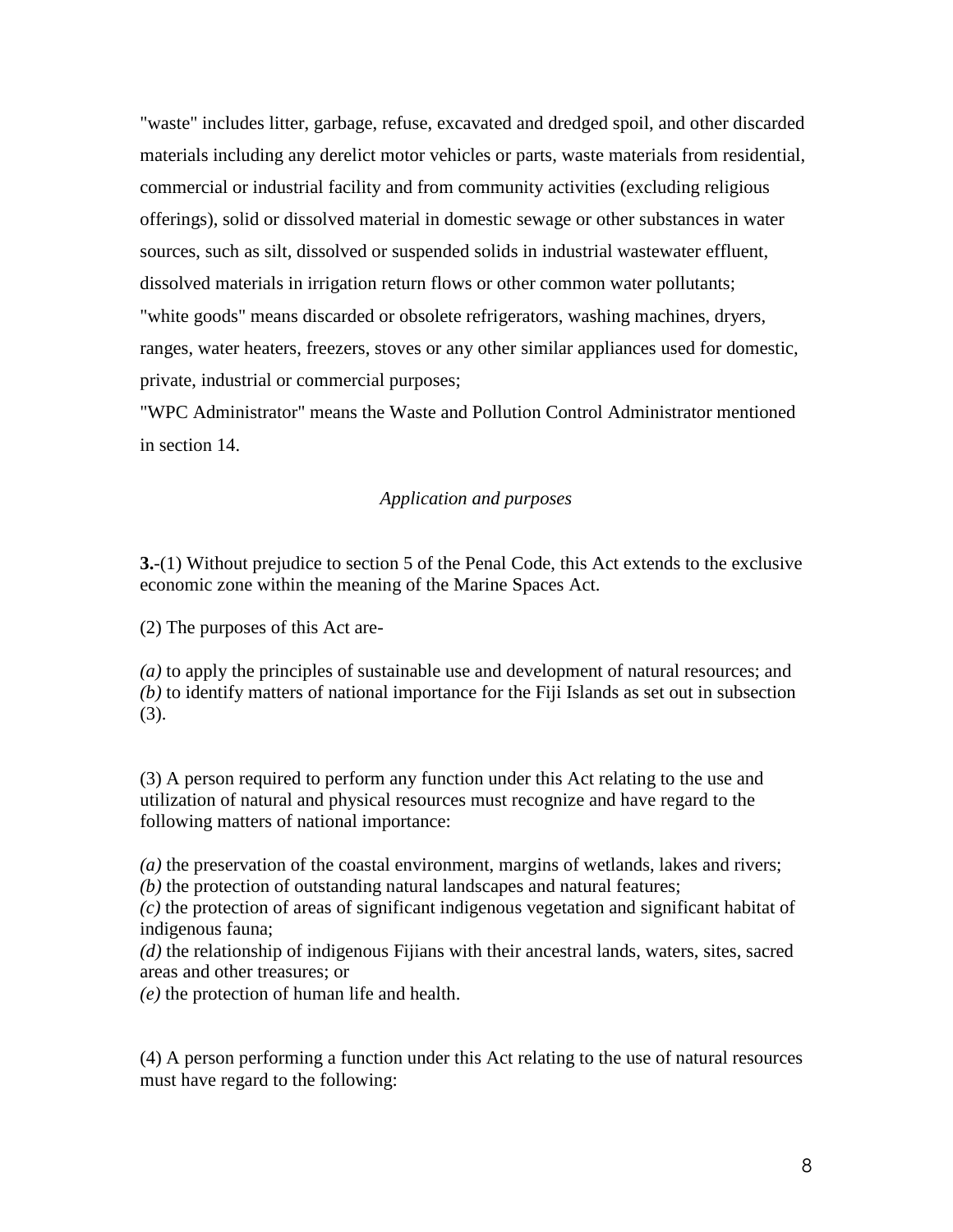"waste" includes litter, garbage, refuse, excavated and dredged spoil, and other discarded materials including any derelict motor vehicles or parts, waste materials from residential, commercial or industrial facility and from community activities (excluding religious offerings), solid or dissolved material in domestic sewage or other substances in water sources, such as silt, dissolved or suspended solids in industrial wastewater effluent, dissolved materials in irrigation return flows or other common water pollutants;

"white goods" means discarded or obsolete refrigerators, washing machines, dryers, ranges, water heaters, freezers, stoves or any other similar appliances used for domestic, private, industrial or commercial purposes;

"WPC Administrator" means the Waste and Pollution Control Administrator mentioned in section 14.

*Application and purposes*

**3.**-(1) Without prejudice to section 5 of the Penal Code, this Act extends to the exclusive economic zone within the meaning of the Marine Spaces Act.

(2) The purposes of this Act are-

*(a)* to apply the principles of sustainable use and development of natural resources; and
*(b)* to identify matters of national importance for the Fiji Islands as set out in subsection (3).

(3) A person required to perform any function under this Act relating to the use and utilization of natural and physical resources must recognize and have regard to the following matters of national importance:

*(a)* the preservation of the coastal environment, margins of wetlands, lakes and rivers;
*(b)* the protection of outstanding natural landscapes and natural features;
*(c)* the protection of areas of significant indigenous vegetation and significant habitat of indigenous fauna;
*(d)* the relationship of indigenous Fijians with their ancestral lands, waters, sites, sacred areas and other treasures; or
*(e)* the protection of human life and health.

(4) A person performing a function under this Act relating to the use of natural resources must have regard to the following: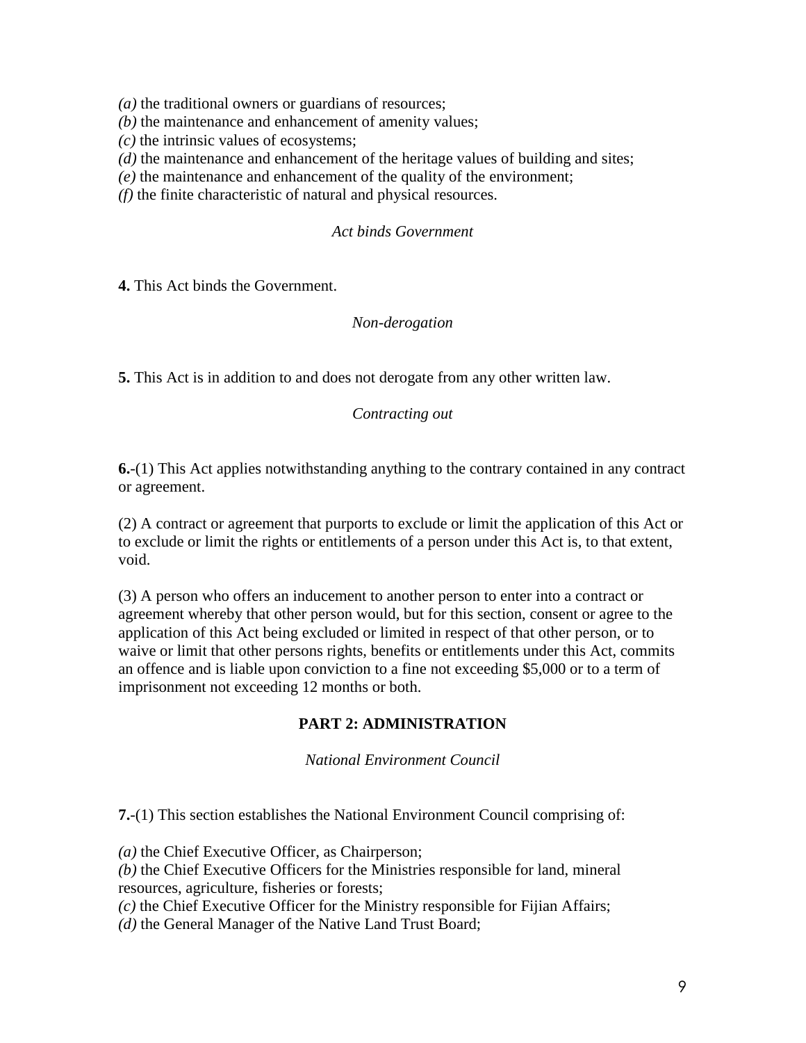*(a)* the traditional owners or guardians of resources;
*(b)* the maintenance and enhancement of amenity values;
*(c)* the intrinsic values of ecosystems;
*(d)* the maintenance and enhancement of the heritage values of building and sites;
*(e)* the maintenance and enhancement of the quality of the environment;
*(f)* the finite characteristic of natural and physical resources.

*Act binds Government*

**4.** This Act binds the Government.

*Non-derogation*

**5.** This Act is in addition to and does not derogate from any other written law.

*Contracting out*

**6.**-(1) This Act applies notwithstanding anything to the contrary contained in any contract or agreement.

(2) A contract or agreement that purports to exclude or limit the application of this Act or to exclude or limit the rights or entitlements of a person under this Act is, to that extent, void.

(3) A person who offers an inducement to another person to enter into a contract or agreement whereby that other person would, but for this section, consent or agree to the application of this Act being excluded or limited in respect of that other person, or to waive or limit that other persons rights, benefits or entitlements under this Act, commits an offence and is liable upon conviction to a fine not exceeding $5,000 or to a term of imprisonment not exceeding 12 months or both.

## PART 2: ADMINISTRATION

*National Environment Council*

**7.**-(1) This section establishes the National Environment Council comprising of:

*(a)* the Chief Executive Officer, as Chairperson;
*(b)* the Chief Executive Officers for the Ministries responsible for land, mineral resources, agriculture, fisheries or forests;
*(c)* the Chief Executive Officer for the Ministry responsible for Fijian Affairs;
*(d)* the General Manager of the Native Land Trust Board;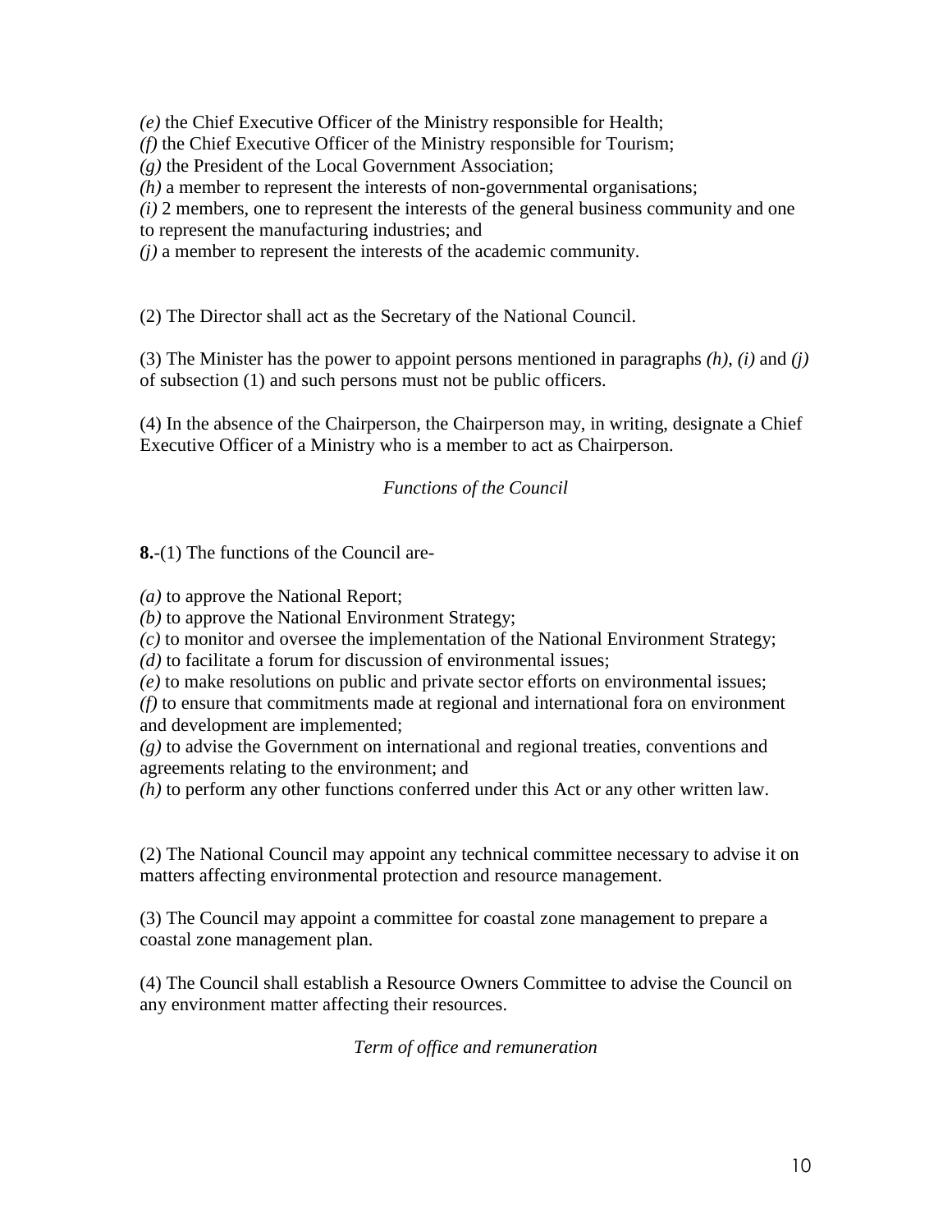*(e)* the Chief Executive Officer of the Ministry responsible for Health;
*(f)* the Chief Executive Officer of the Ministry responsible for Tourism;
*(g)* the President of the Local Government Association;
*(h)* a member to represent the interests of non-governmental organisations;
*(i)* 2 members, one to represent the interests of the general business community and one to represent the manufacturing industries; and
*(j)* a member to represent the interests of the academic community.

(2) The Director shall act as the Secretary of the National Council.

(3) The Minister has the power to appoint persons mentioned in paragraphs *(h)*, *(i)* and *(j)* of subsection (1) and such persons must not be public officers.

(4) In the absence of the Chairperson, the Chairperson may, in writing, designate a Chief Executive Officer of a Ministry who is a member to act as Chairperson.

*Functions of the Council*

**8.**-(1) The functions of the Council are-

*(a)* to approve the National Report;
*(b)* to approve the National Environment Strategy;
*(c)* to monitor and oversee the implementation of the National Environment Strategy;
*(d)* to facilitate a forum for discussion of environmental issues;
*(e)* to make resolutions on public and private sector efforts on environmental issues;
*(f)* to ensure that commitments made at regional and international fora on environment and development are implemented;
*(g)* to advise the Government on international and regional treaties, conventions and agreements relating to the environment; and
*(h)* to perform any other functions conferred under this Act or any other written law.

(2) The National Council may appoint any technical committee necessary to advise it on matters affecting environmental protection and resource management.

(3) The Council may appoint a committee for coastal zone management to prepare a coastal zone management plan.

(4) The Council shall establish a Resource Owners Committee to advise the Council on any environment matter affecting their resources.

*Term of office and remuneration*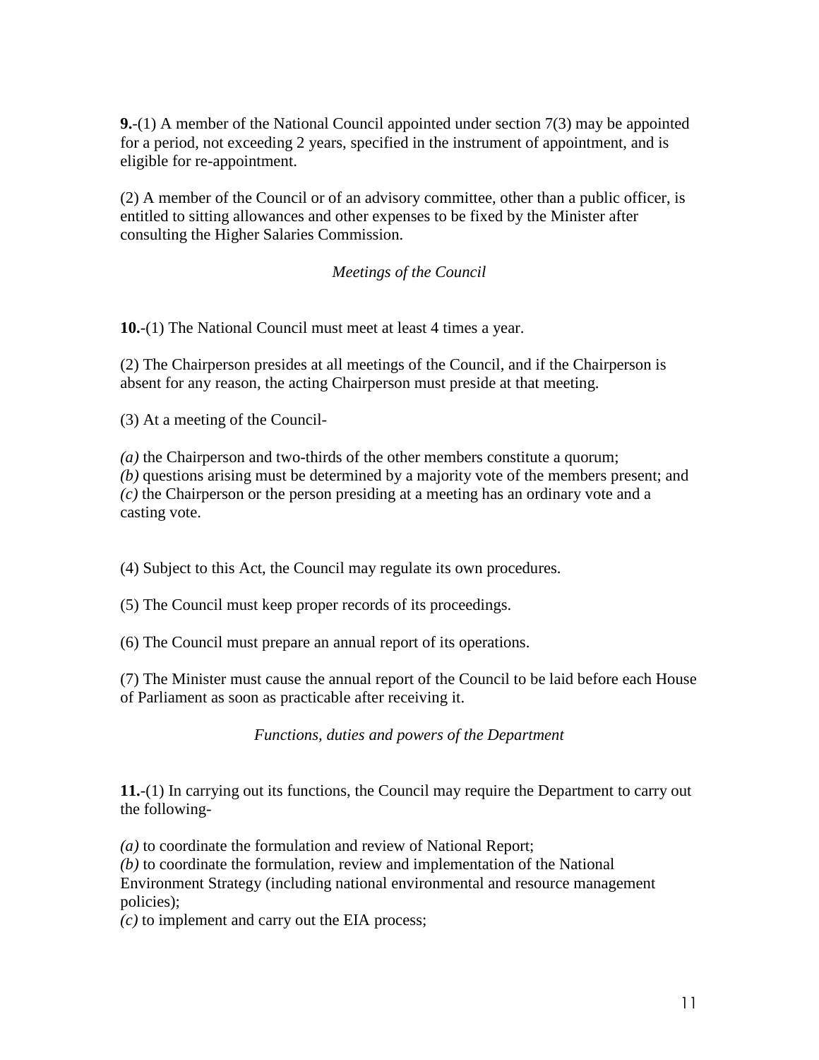**9.**-(1) A member of the National Council appointed under section 7(3) may be appointed for a period, not exceeding 2 years, specified in the instrument of appointment, and is eligible for re-appointment.

(2) A member of the Council or of an advisory committee, other than a public officer, is entitled to sitting allowances and other expenses to be fixed by the Minister after consulting the Higher Salaries Commission.

*Meetings of the Council*

**10.**-(1) The National Council must meet at least 4 times a year.

(2) The Chairperson presides at all meetings of the Council, and if the Chairperson is absent for any reason, the acting Chairperson must preside at that meeting.

(3) At a meeting of the Council-

*(a)* the Chairperson and two-thirds of the other members constitute a quorum;
*(b)* questions arising must be determined by a majority vote of the members present; and
*(c)* the Chairperson or the person presiding at a meeting has an ordinary vote and a casting vote.

(4) Subject to this Act, the Council may regulate its own procedures.

(5) The Council must keep proper records of its proceedings.

(6) The Council must prepare an annual report of its operations.

(7) The Minister must cause the annual report of the Council to be laid before each House of Parliament as soon as practicable after receiving it.

*Functions, duties and powers of the Department*

**11.**-(1) In carrying out its functions, the Council may require the Department to carry out the following-

*(a)* to coordinate the formulation and review of National Report;
*(b)* to coordinate the formulation, review and implementation of the National Environment Strategy (including national environmental and resource management policies);
*(c)* to implement and carry out the EIA process;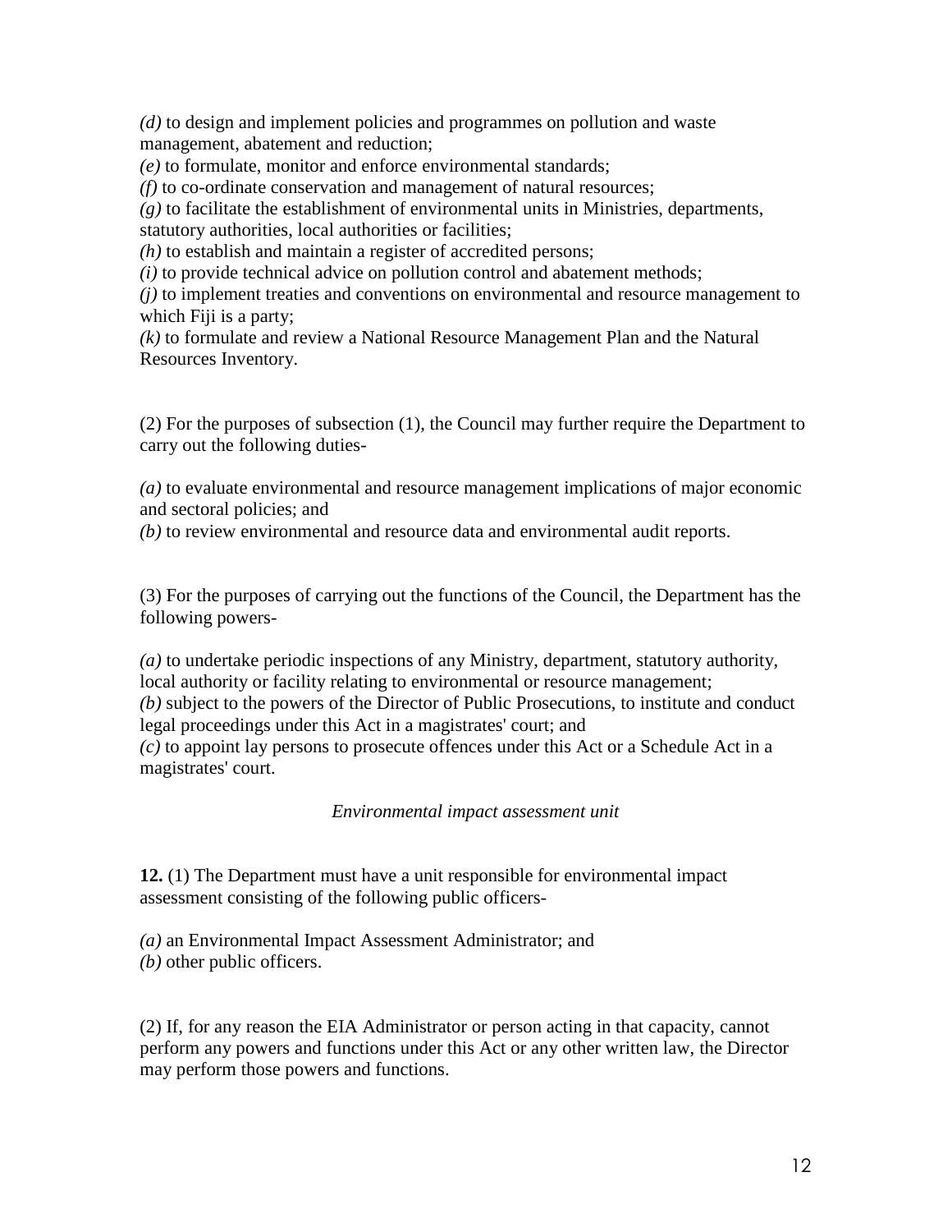*(d)* to design and implement policies and programmes on pollution and waste management, abatement and reduction;
*(e)* to formulate, monitor and enforce environmental standards;
*(f)* to co-ordinate conservation and management of natural resources;
*(g)* to facilitate the establishment of environmental units in Ministries, departments, statutory authorities, local authorities or facilities;
*(h)* to establish and maintain a register of accredited persons;
*(i)* to provide technical advice on pollution control and abatement methods;
*(j)* to implement treaties and conventions on environmental and resource management to which Fiji is a party;
*(k)* to formulate and review a National Resource Management Plan and the Natural Resources Inventory.

(2) For the purposes of subsection (1), the Council may further require the Department to carry out the following duties-

*(a)* to evaluate environmental and resource management implications of major economic and sectoral policies; and
*(b)* to review environmental and resource data and environmental audit reports.

(3) For the purposes of carrying out the functions of the Council, the Department has the following powers-

*(a)* to undertake periodic inspections of any Ministry, department, statutory authority, local authority or facility relating to environmental or resource management;
*(b)* subject to the powers of the Director of Public Prosecutions, to institute and conduct legal proceedings under this Act in a magistrates' court; and
*(c)* to appoint lay persons to prosecute offences under this Act or a Schedule Act in a magistrates' court.

*Environmental impact assessment unit*

**12.** (1) The Department must have a unit responsible for environmental impact assessment consisting of the following public officers-

*(a)* an Environmental Impact Assessment Administrator; and
*(b)* other public officers.

(2) If, for any reason the EIA Administrator or person acting in that capacity, cannot perform any powers and functions under this Act or any other written law, the Director may perform those powers and functions.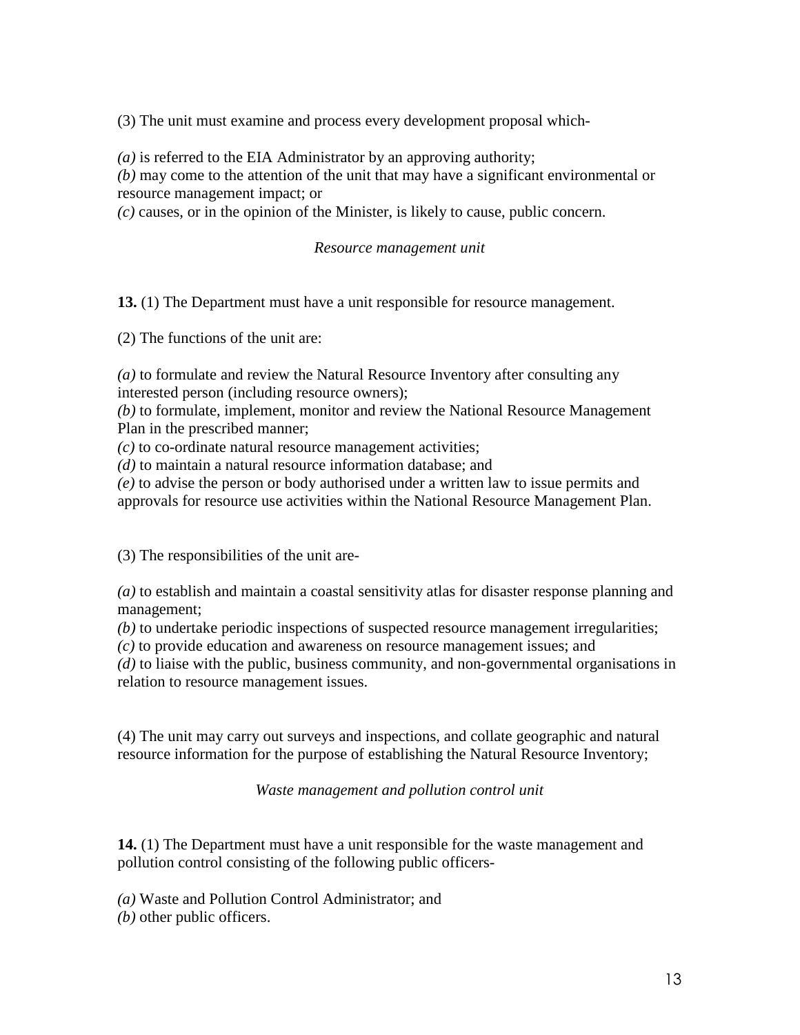(3) The unit must examine and process every development proposal which-

*(a)* is referred to the EIA Administrator by an approving authority;
*(b)* may come to the attention of the unit that may have a significant environmental or resource management impact; or
*(c)* causes, or in the opinion of the Minister, is likely to cause, public concern.

*Resource management unit*

**13.** (1) The Department must have a unit responsible for resource management.

(2) The functions of the unit are:

*(a)* to formulate and review the Natural Resource Inventory after consulting any interested person (including resource owners);
*(b)* to formulate, implement, monitor and review the National Resource Management Plan in the prescribed manner;
*(c)* to co-ordinate natural resource management activities;
*(d)* to maintain a natural resource information database; and
*(e)* to advise the person or body authorised under a written law to issue permits and approvals for resource use activities within the National Resource Management Plan.

(3) The responsibilities of the unit are-

*(a)* to establish and maintain a coastal sensitivity atlas for disaster response planning and management;
*(b)* to undertake periodic inspections of suspected resource management irregularities;
*(c)* to provide education and awareness on resource management issues; and
*(d)* to liaise with the public, business community, and non-governmental organisations in relation to resource management issues.

(4) The unit may carry out surveys and inspections, and collate geographic and natural resource information for the purpose of establishing the Natural Resource Inventory;

*Waste management and pollution control unit*

**14.** (1) The Department must have a unit responsible for the waste management and pollution control consisting of the following public officers-

*(a)* Waste and Pollution Control Administrator; and
*(b)* other public officers.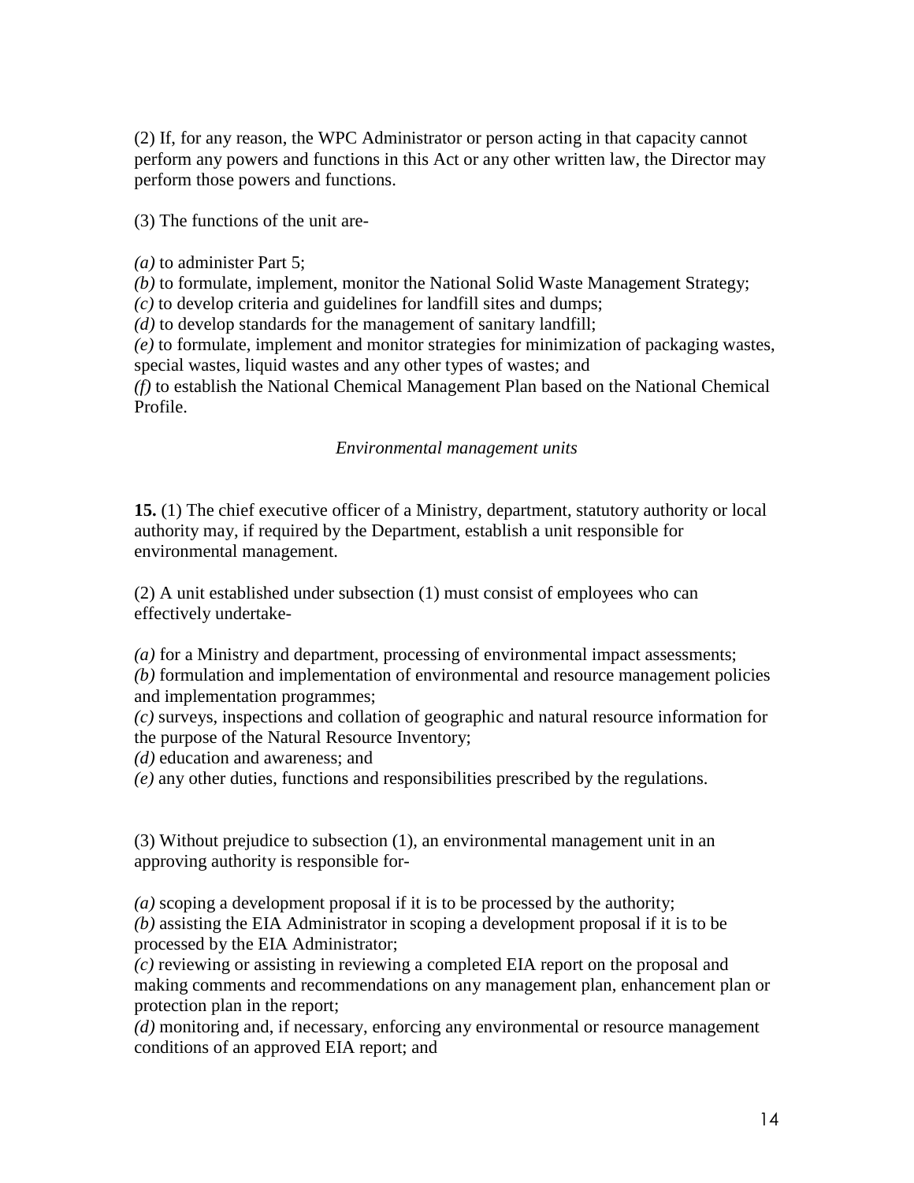(2) If, for any reason, the WPC Administrator or person acting in that capacity cannot perform any powers and functions in this Act or any other written law, the Director may perform those powers and functions.

(3) The functions of the unit are-

*(a)* to administer Part 5;
*(b)* to formulate, implement, monitor the National Solid Waste Management Strategy;
*(c)* to develop criteria and guidelines for landfill sites and dumps;
*(d)* to develop standards for the management of sanitary landfill;
*(e)* to formulate, implement and monitor strategies for minimization of packaging wastes, special wastes, liquid wastes and any other types of wastes; and
*(f)* to establish the National Chemical Management Plan based on the National Chemical Profile.

*Environmental management units*

**15.** (1) The chief executive officer of a Ministry, department, statutory authority or local authority may, if required by the Department, establish a unit responsible for environmental management.

(2) A unit established under subsection (1) must consist of employees who can effectively undertake-

*(a)* for a Ministry and department, processing of environmental impact assessments;
*(b)* formulation and implementation of environmental and resource management policies and implementation programmes;
*(c)* surveys, inspections and collation of geographic and natural resource information for the purpose of the Natural Resource Inventory;
*(d)* education and awareness; and
*(e)* any other duties, functions and responsibilities prescribed by the regulations.

(3) Without prejudice to subsection (1), an environmental management unit in an approving authority is responsible for-

*(a)* scoping a development proposal if it is to be processed by the authority;
*(b)* assisting the EIA Administrator in scoping a development proposal if it is to be processed by the EIA Administrator;
*(c)* reviewing or assisting in reviewing a completed EIA report on the proposal and making comments and recommendations on any management plan, enhancement plan or protection plan in the report;
*(d)* monitoring and, if necessary, enforcing any environmental or resource management conditions of an approved EIA report; and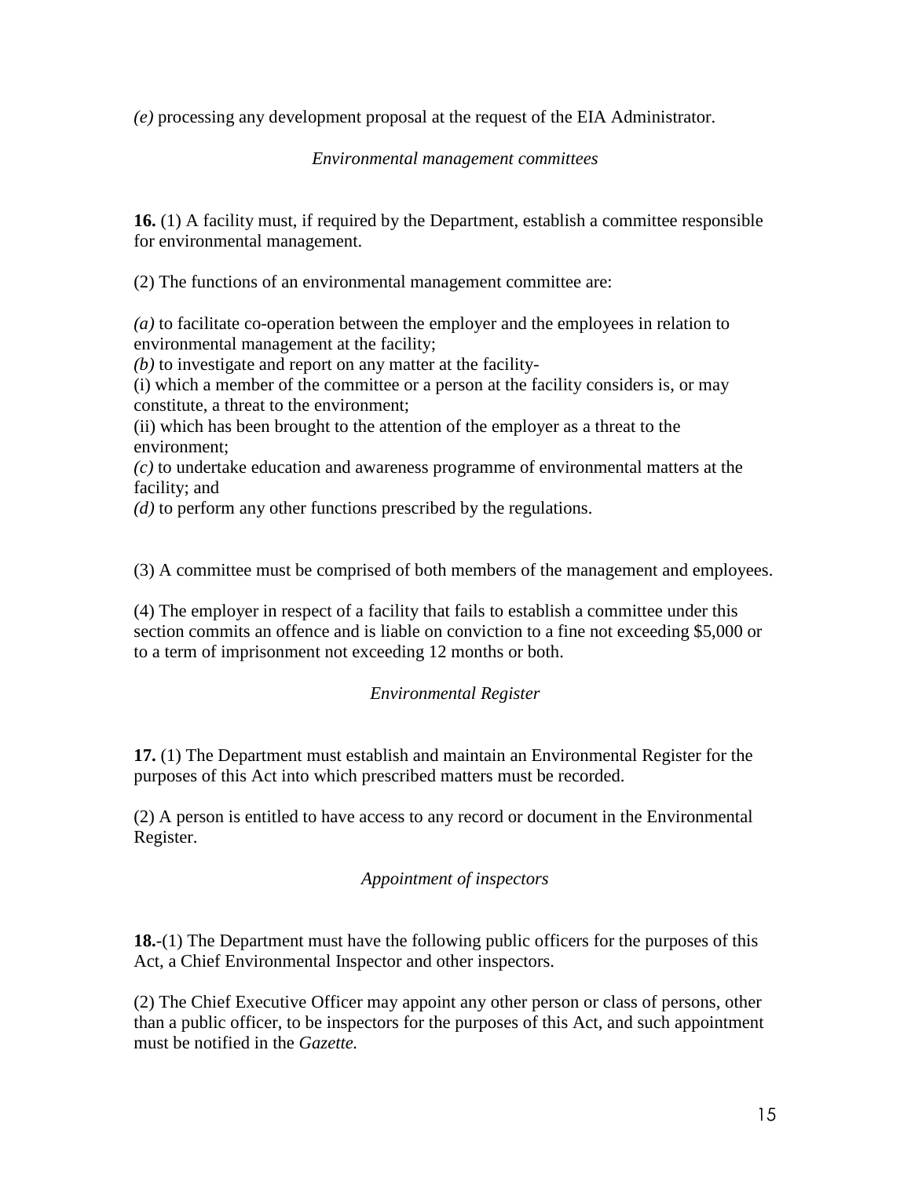*(e)* processing any development proposal at the request of the EIA Administrator.

*Environmental management committees*

**16.** (1) A facility must, if required by the Department, establish a committee responsible for environmental management.

(2) The functions of an environmental management committee are:

*(a)* to facilitate co-operation between the employer and the employees in relation to environmental management at the facility;
*(b)* to investigate and report on any matter at the facility-
(i) which a member of the committee or a person at the facility considers is, or may constitute, a threat to the environment;
(ii) which has been brought to the attention of the employer as a threat to the environment;
*(c)* to undertake education and awareness programme of environmental matters at the facility; and
*(d)* to perform any other functions prescribed by the regulations.

(3) A committee must be comprised of both members of the management and employees.

(4) The employer in respect of a facility that fails to establish a committee under this section commits an offence and is liable on conviction to a fine not exceeding $5,000 or to a term of imprisonment not exceeding 12 months or both.

*Environmental Register*

**17.** (1) The Department must establish and maintain an Environmental Register for the purposes of this Act into which prescribed matters must be recorded.

(2) A person is entitled to have access to any record or document in the Environmental Register.

*Appointment of inspectors*

**18.**-(1) The Department must have the following public officers for the purposes of this Act, a Chief Environmental Inspector and other inspectors.

(2) The Chief Executive Officer may appoint any other person or class of persons, other than a public officer, to be inspectors for the purposes of this Act, and such appointment must be notified in the *Gazette.*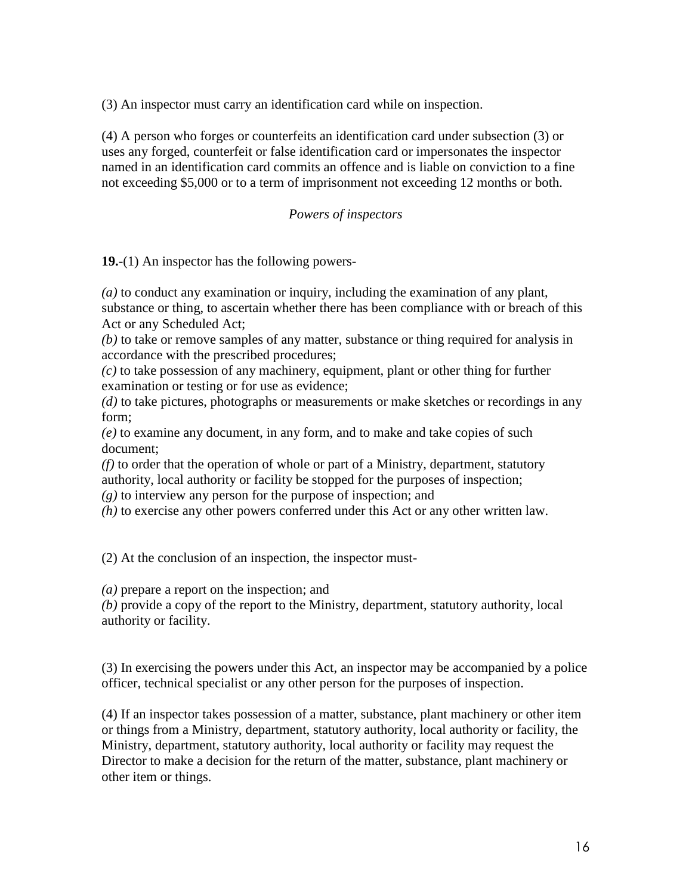(3) An inspector must carry an identification card while on inspection.

(4) A person who forges or counterfeits an identification card under subsection (3) or uses any forged, counterfeit or false identification card or impersonates the inspector named in an identification card commits an offence and is liable on conviction to a fine not exceeding $5,000 or to a term of imprisonment not exceeding 12 months or both.

*Powers of inspectors*

**19.**-(1) An inspector has the following powers-

*(a)* to conduct any examination or inquiry, including the examination of any plant, substance or thing, to ascertain whether there has been compliance with or breach of this Act or any Scheduled Act;
*(b)* to take or remove samples of any matter, substance or thing required for analysis in accordance with the prescribed procedures;
*(c)* to take possession of any machinery, equipment, plant or other thing for further examination or testing or for use as evidence;
*(d)* to take pictures, photographs or measurements or make sketches or recordings in any form;
*(e)* to examine any document, in any form, and to make and take copies of such document;
*(f)* to order that the operation of whole or part of a Ministry, department, statutory authority, local authority or facility be stopped for the purposes of inspection;
*(g)* to interview any person for the purpose of inspection; and
*(h)* to exercise any other powers conferred under this Act or any other written law.

(2) At the conclusion of an inspection, the inspector must-

*(a)* prepare a report on the inspection; and
*(b)* provide a copy of the report to the Ministry, department, statutory authority, local authority or facility.

(3) In exercising the powers under this Act, an inspector may be accompanied by a police officer, technical specialist or any other person for the purposes of inspection.

(4) If an inspector takes possession of a matter, substance, plant machinery or other item or things from a Ministry, department, statutory authority, local authority or facility, the Ministry, department, statutory authority, local authority or facility may request the Director to make a decision for the return of the matter, substance, plant machinery or other item or things.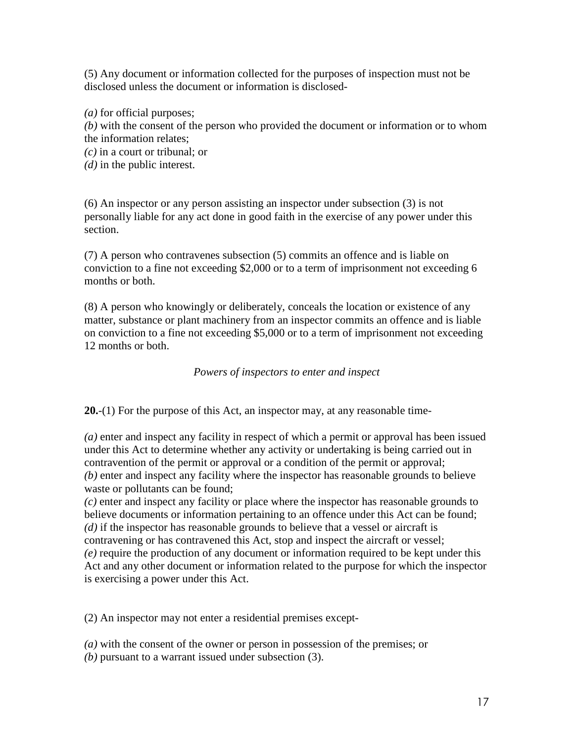(5) Any document or information collected for the purposes of inspection must not be disclosed unless the document or information is disclosed-

*(a)* for official purposes;
*(b)* with the consent of the person who provided the document or information or to whom the information relates;
*(c)* in a court or tribunal; or
*(d)* in the public interest.

(6) An inspector or any person assisting an inspector under subsection (3) is not personally liable for any act done in good faith in the exercise of any power under this section.

(7) A person who contravenes subsection (5) commits an offence and is liable on conviction to a fine not exceeding $2,000 or to a term of imprisonment not exceeding 6 months or both.

(8) A person who knowingly or deliberately, conceals the location or existence of any matter, substance or plant machinery from an inspector commits an offence and is liable on conviction to a fine not exceeding $5,000 or to a term of imprisonment not exceeding 12 months or both.

*Powers of inspectors to enter and inspect*

**20.**-(1) For the purpose of this Act, an inspector may, at any reasonable time-

*(a)* enter and inspect any facility in respect of which a permit or approval has been issued under this Act to determine whether any activity or undertaking is being carried out in contravention of the permit or approval or a condition of the permit or approval;
*(b)* enter and inspect any facility where the inspector has reasonable grounds to believe waste or pollutants can be found;
*(c)* enter and inspect any facility or place where the inspector has reasonable grounds to believe documents or information pertaining to an offence under this Act can be found;
*(d)* if the inspector has reasonable grounds to believe that a vessel or aircraft is contravening or has contravened this Act, stop and inspect the aircraft or vessel;
*(e)* require the production of any document or information required to be kept under this Act and any other document or information related to the purpose for which the inspector is exercising a power under this Act.

(2) An inspector may not enter a residential premises except-

*(a)* with the consent of the owner or person in possession of the premises; or
*(b)* pursuant to a warrant issued under subsection (3).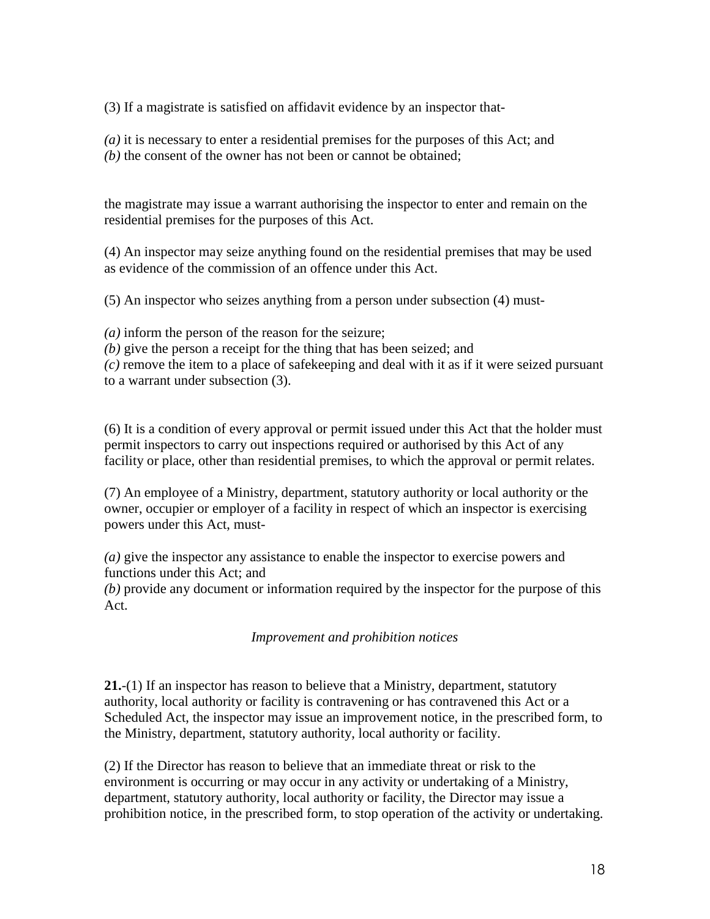(3) If a magistrate is satisfied on affidavit evidence by an inspector that-

*(a)* it is necessary to enter a residential premises for the purposes of this Act; and
*(b)* the consent of the owner has not been or cannot be obtained;

the magistrate may issue a warrant authorising the inspector to enter and remain on the residential premises for the purposes of this Act.

(4) An inspector may seize anything found on the residential premises that may be used as evidence of the commission of an offence under this Act.

(5) An inspector who seizes anything from a person under subsection (4) must-

*(a)* inform the person of the reason for the seizure;
*(b)* give the person a receipt for the thing that has been seized; and
*(c)* remove the item to a place of safekeeping and deal with it as if it were seized pursuant to a warrant under subsection (3).

(6) It is a condition of every approval or permit issued under this Act that the holder must permit inspectors to carry out inspections required or authorised by this Act of any facility or place, other than residential premises, to which the approval or permit relates.

(7) An employee of a Ministry, department, statutory authority or local authority or the owner, occupier or employer of a facility in respect of which an inspector is exercising powers under this Act, must-

*(a)* give the inspector any assistance to enable the inspector to exercise powers and functions under this Act; and
*(b)* provide any document or information required by the inspector for the purpose of this Act.

*Improvement and prohibition notices*

**21.**-(1) If an inspector has reason to believe that a Ministry, department, statutory authority, local authority or facility is contravening or has contravened this Act or a Scheduled Act, the inspector may issue an improvement notice, in the prescribed form, to the Ministry, department, statutory authority, local authority or facility.

(2) If the Director has reason to believe that an immediate threat or risk to the environment is occurring or may occur in any activity or undertaking of a Ministry, department, statutory authority, local authority or facility, the Director may issue a prohibition notice, in the prescribed form, to stop operation of the activity or undertaking.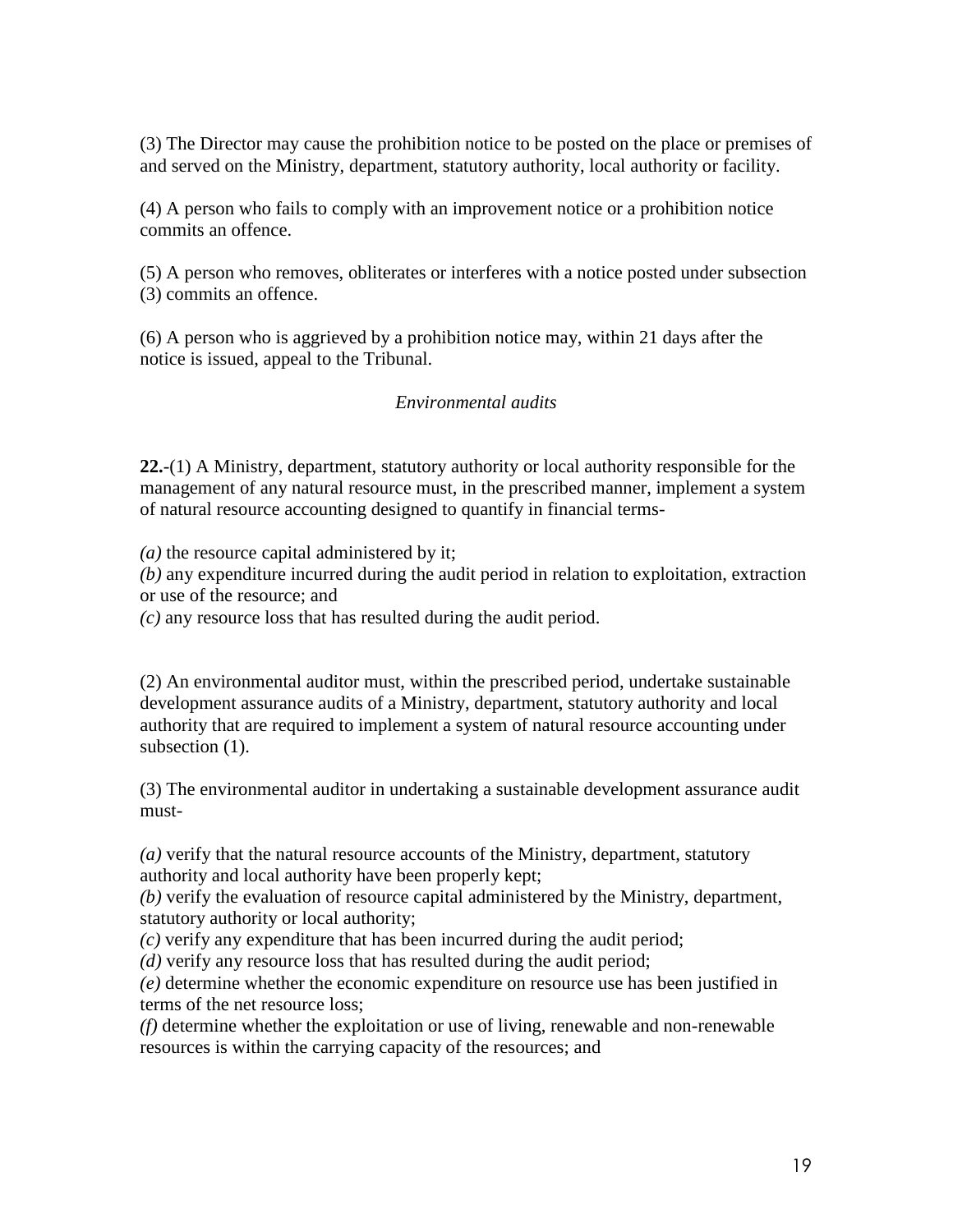(3) The Director may cause the prohibition notice to be posted on the place or premises of and served on the Ministry, department, statutory authority, local authority or facility.

(4) A person who fails to comply with an improvement notice or a prohibition notice commits an offence.

(5) A person who removes, obliterates or interferes with a notice posted under subsection (3) commits an offence.

(6) A person who is aggrieved by a prohibition notice may, within 21 days after the notice is issued, appeal to the Tribunal.

*Environmental audits*

**22.**-(1) A Ministry, department, statutory authority or local authority responsible for the management of any natural resource must, in the prescribed manner, implement a system of natural resource accounting designed to quantify in financial terms-

*(a)* the resource capital administered by it;
*(b)* any expenditure incurred during the audit period in relation to exploitation, extraction or use of the resource; and
*(c)* any resource loss that has resulted during the audit period.

(2) An environmental auditor must, within the prescribed period, undertake sustainable development assurance audits of a Ministry, department, statutory authority and local authority that are required to implement a system of natural resource accounting under subsection (1).

(3) The environmental auditor in undertaking a sustainable development assurance audit must-

*(a)* verify that the natural resource accounts of the Ministry, department, statutory authority and local authority have been properly kept;
*(b)* verify the evaluation of resource capital administered by the Ministry, department, statutory authority or local authority;
*(c)* verify any expenditure that has been incurred during the audit period;
*(d)* verify any resource loss that has resulted during the audit period;
*(e)* determine whether the economic expenditure on resource use has been justified in terms of the net resource loss;
*(f)* determine whether the exploitation or use of living, renewable and non-renewable resources is within the carrying capacity of the resources; and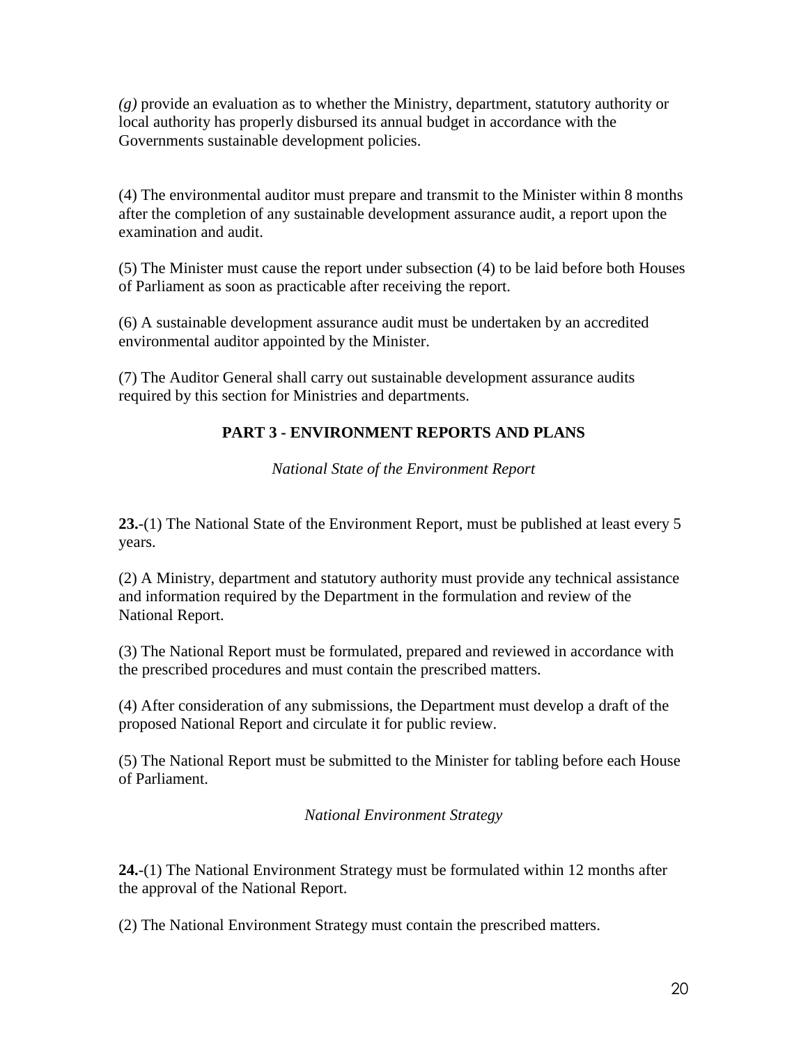*(g)* provide an evaluation as to whether the Ministry, department, statutory authority or local authority has properly disbursed its annual budget in accordance with the Governments sustainable development policies.

(4) The environmental auditor must prepare and transmit to the Minister within 8 months after the completion of any sustainable development assurance audit, a report upon the examination and audit.

(5) The Minister must cause the report under subsection (4) to be laid before both Houses of Parliament as soon as practicable after receiving the report.

(6) A sustainable development assurance audit must be undertaken by an accredited environmental auditor appointed by the Minister.

(7) The Auditor General shall carry out sustainable development assurance audits required by this section for Ministries and departments.

## PART 3 - ENVIRONMENT REPORTS AND PLANS

*National State of the Environment Report*

**23.**-(1) The National State of the Environment Report, must be published at least every 5 years.

(2) A Ministry, department and statutory authority must provide any technical assistance and information required by the Department in the formulation and review of the National Report.

(3) The National Report must be formulated, prepared and reviewed in accordance with the prescribed procedures and must contain the prescribed matters.

(4) After consideration of any submissions, the Department must develop a draft of the proposed National Report and circulate it for public review.

(5) The National Report must be submitted to the Minister for tabling before each House of Parliament.

*National Environment Strategy*

**24.**-(1) The National Environment Strategy must be formulated within 12 months after the approval of the National Report.

(2) The National Environment Strategy must contain the prescribed matters.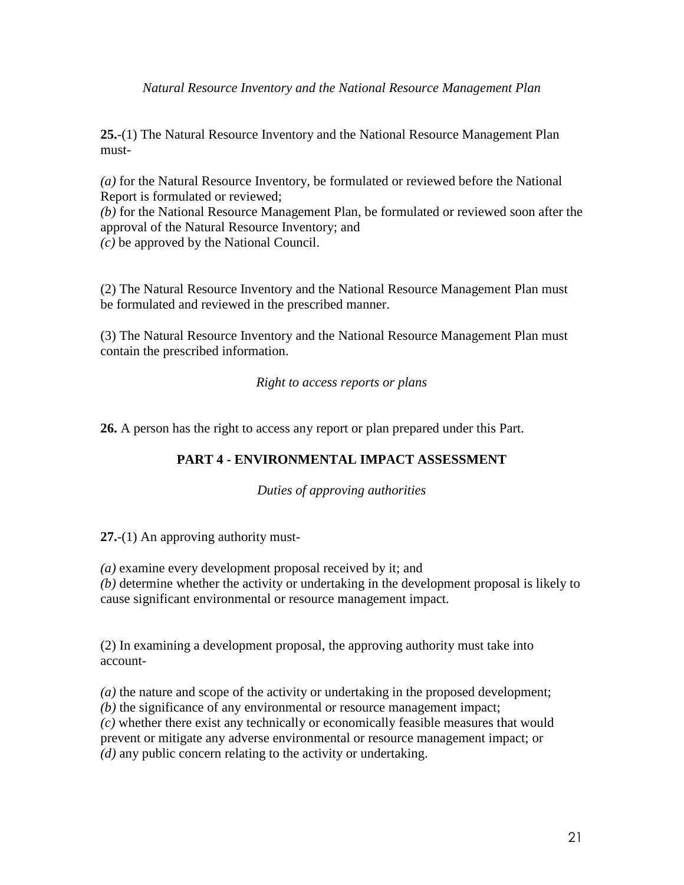*Natural Resource Inventory and the National Resource Management Plan*

**25.**-(1) The Natural Resource Inventory and the National Resource Management Plan must-

*(a)* for the Natural Resource Inventory, be formulated or reviewed before the National Report is formulated or reviewed;
*(b)* for the National Resource Management Plan, be formulated or reviewed soon after the approval of the Natural Resource Inventory; and
*(c)* be approved by the National Council.

(2) The Natural Resource Inventory and the National Resource Management Plan must be formulated and reviewed in the prescribed manner.

(3) The Natural Resource Inventory and the National Resource Management Plan must contain the prescribed information.

*Right to access reports or plans*

**26.** A person has the right to access any report or plan prepared under this Part.

## PART 4 - ENVIRONMENTAL IMPACT ASSESSMENT

*Duties of approving authorities*

**27.**-(1) An approving authority must-

*(a)* examine every development proposal received by it; and
*(b)* determine whether the activity or undertaking in the development proposal is likely to cause significant environmental or resource management impact.

(2) In examining a development proposal, the approving authority must take into account-

*(a)* the nature and scope of the activity or undertaking in the proposed development;
*(b)* the significance of any environmental or resource management impact;
*(c)* whether there exist any technically or economically feasible measures that would prevent or mitigate any adverse environmental or resource management impact; or
*(d)* any public concern relating to the activity or undertaking.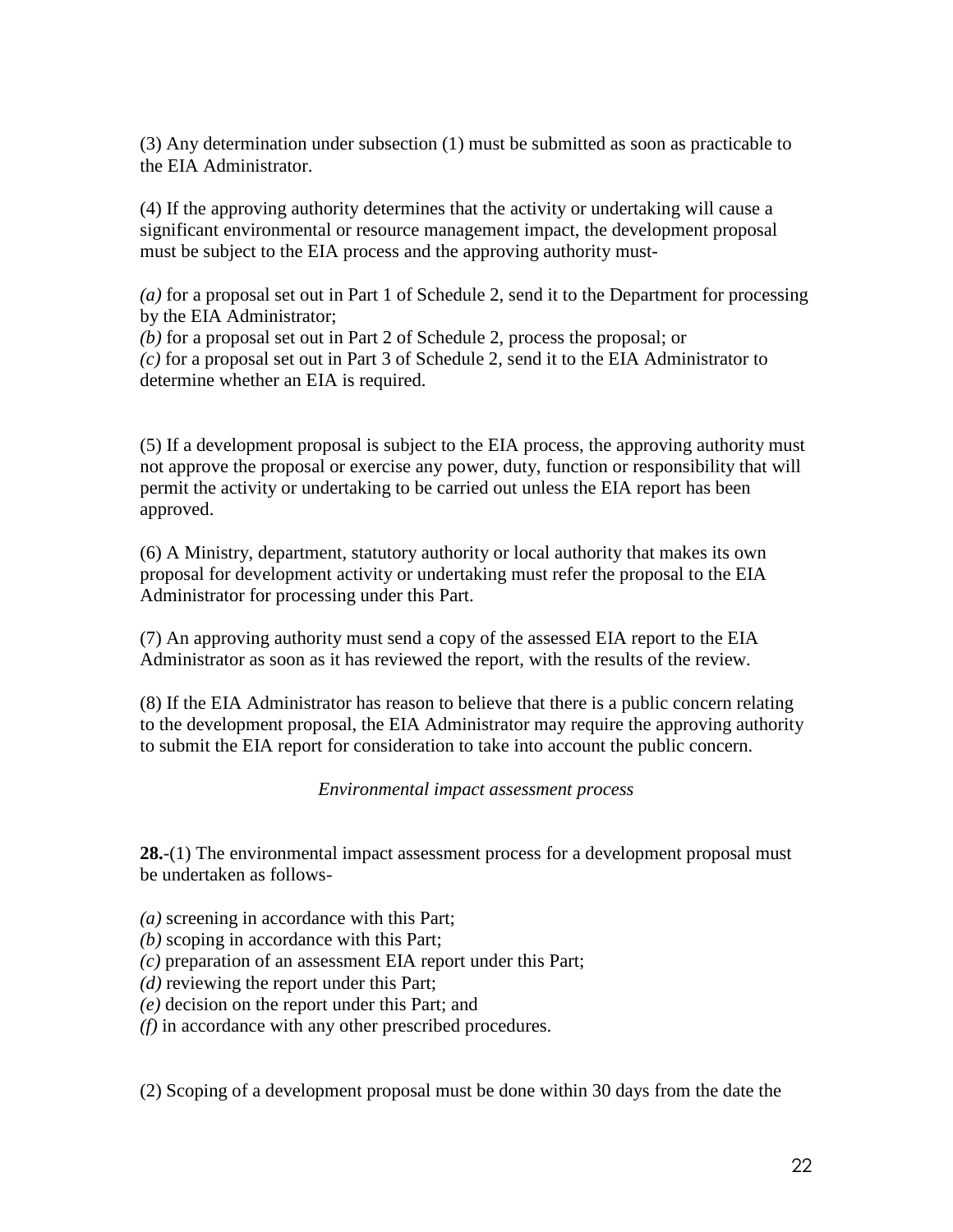(3) Any determination under subsection (1) must be submitted as soon as practicable to the EIA Administrator.

(4) If the approving authority determines that the activity or undertaking will cause a significant environmental or resource management impact, the development proposal must be subject to the EIA process and the approving authority must-

*(a)* for a proposal set out in Part 1 of Schedule 2, send it to the Department for processing by the EIA Administrator;
*(b)* for a proposal set out in Part 2 of Schedule 2, process the proposal; or
*(c)* for a proposal set out in Part 3 of Schedule 2, send it to the EIA Administrator to determine whether an EIA is required.

(5) If a development proposal is subject to the EIA process, the approving authority must not approve the proposal or exercise any power, duty, function or responsibility that will permit the activity or undertaking to be carried out unless the EIA report has been approved.

(6) A Ministry, department, statutory authority or local authority that makes its own proposal for development activity or undertaking must refer the proposal to the EIA Administrator for processing under this Part.

(7) An approving authority must send a copy of the assessed EIA report to the EIA Administrator as soon as it has reviewed the report, with the results of the review.

(8) If the EIA Administrator has reason to believe that there is a public concern relating to the development proposal, the EIA Administrator may require the approving authority to submit the EIA report for consideration to take into account the public concern.

*Environmental impact assessment process*

**28.**-(1) The environmental impact assessment process for a development proposal must be undertaken as follows-

*(a)* screening in accordance with this Part;
*(b)* scoping in accordance with this Part;
*(c)* preparation of an assessment EIA report under this Part;
*(d)* reviewing the report under this Part;
*(e)* decision on the report under this Part; and
*(f)* in accordance with any other prescribed procedures.

(2) Scoping of a development proposal must be done within 30 days from the date the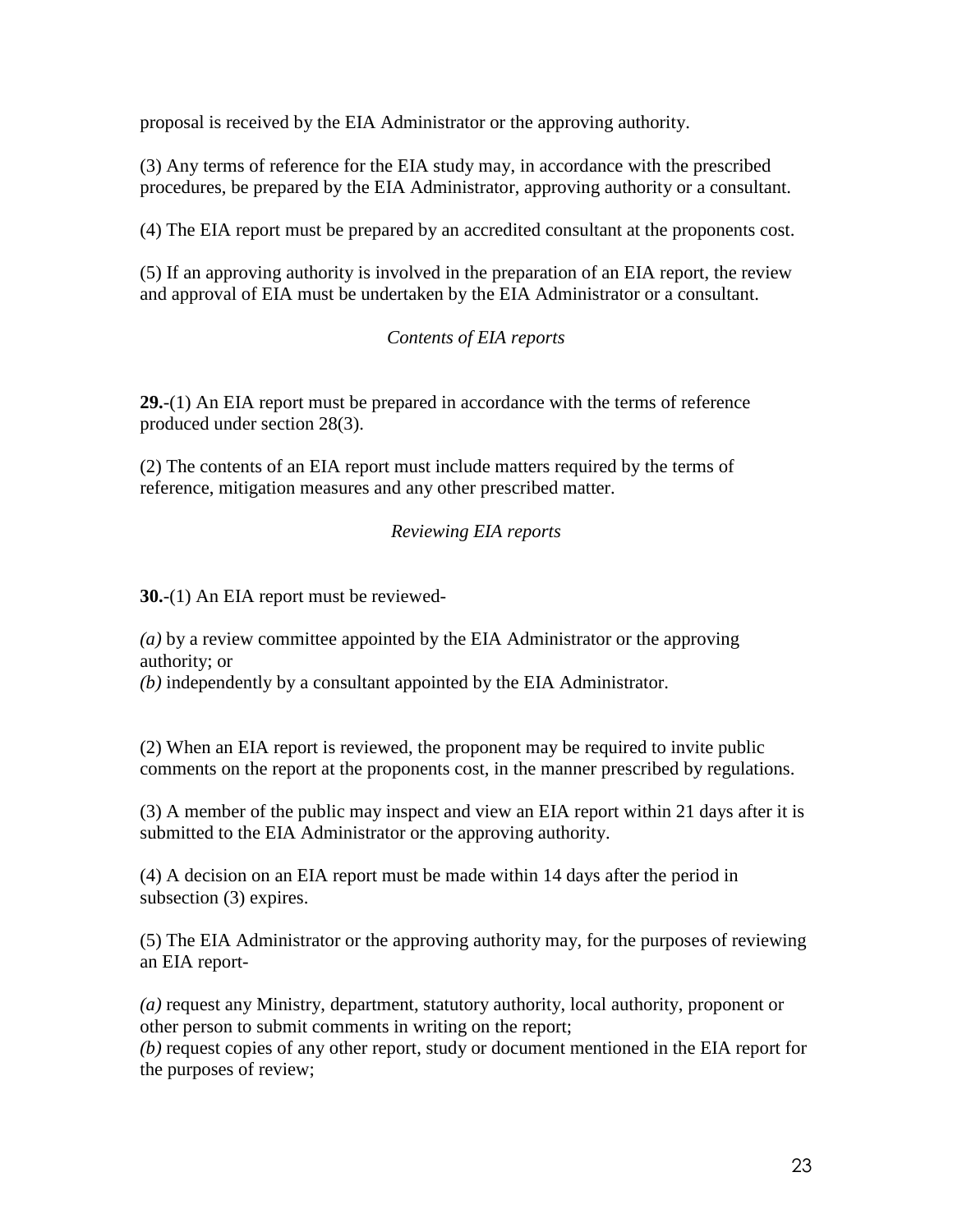proposal is received by the EIA Administrator or the approving authority.

(3) Any terms of reference for the EIA study may, in accordance with the prescribed procedures, be prepared by the EIA Administrator, approving authority or a consultant.

(4) The EIA report must be prepared by an accredited consultant at the proponents cost.

(5) If an approving authority is involved in the preparation of an EIA report, the review and approval of EIA must be undertaken by the EIA Administrator or a consultant.

*Contents of EIA reports*

**29.**-(1) An EIA report must be prepared in accordance with the terms of reference produced under section 28(3).

(2) The contents of an EIA report must include matters required by the terms of reference, mitigation measures and any other prescribed matter.

*Reviewing EIA reports*

**30.**-(1) An EIA report must be reviewed-

*(a)* by a review committee appointed by the EIA Administrator or the approving authority; or
*(b)* independently by a consultant appointed by the EIA Administrator.

(2) When an EIA report is reviewed, the proponent may be required to invite public comments on the report at the proponents cost, in the manner prescribed by regulations.

(3) A member of the public may inspect and view an EIA report within 21 days after it is submitted to the EIA Administrator or the approving authority.

(4) A decision on an EIA report must be made within 14 days after the period in subsection (3) expires.

(5) The EIA Administrator or the approving authority may, for the purposes of reviewing an EIA report-

*(a)* request any Ministry, department, statutory authority, local authority, proponent or other person to submit comments in writing on the report;
*(b)* request copies of any other report, study or document mentioned in the EIA report for the purposes of review;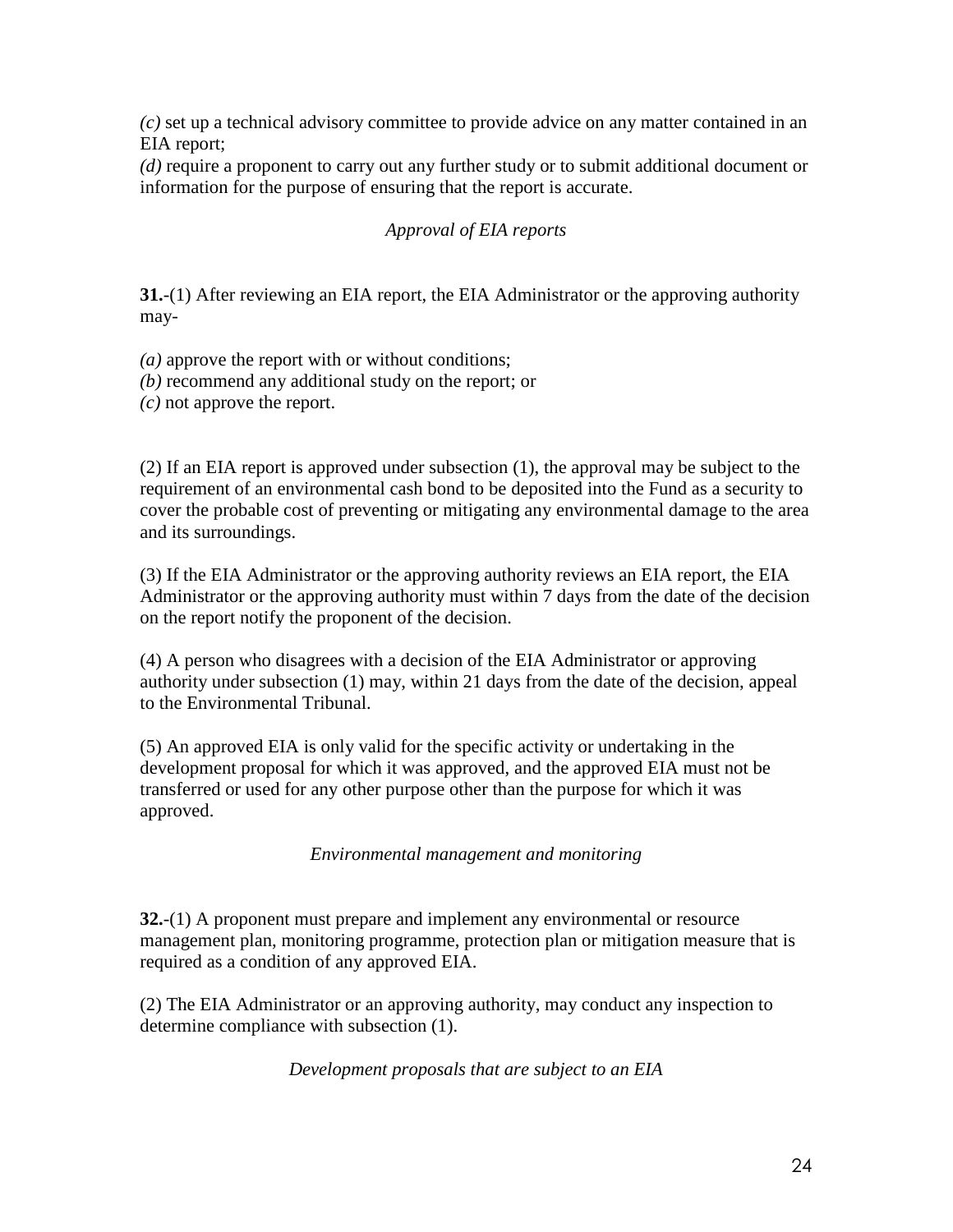*(c)* set up a technical advisory committee to provide advice on any matter contained in an EIA report;
*(d)* require a proponent to carry out any further study or to submit additional document or information for the purpose of ensuring that the report is accurate.

*Approval of EIA reports*

**31.**-(1) After reviewing an EIA report, the EIA Administrator or the approving authority may-

*(a)* approve the report with or without conditions;
*(b)* recommend any additional study on the report; or
*(c)* not approve the report.

(2) If an EIA report is approved under subsection (1), the approval may be subject to the requirement of an environmental cash bond to be deposited into the Fund as a security to cover the probable cost of preventing or mitigating any environmental damage to the area and its surroundings.

(3) If the EIA Administrator or the approving authority reviews an EIA report, the EIA Administrator or the approving authority must within 7 days from the date of the decision on the report notify the proponent of the decision.

(4) A person who disagrees with a decision of the EIA Administrator or approving authority under subsection (1) may, within 21 days from the date of the decision, appeal to the Environmental Tribunal.

(5) An approved EIA is only valid for the specific activity or undertaking in the development proposal for which it was approved, and the approved EIA must not be transferred or used for any other purpose other than the purpose for which it was approved.

*Environmental management and monitoring*

**32.**-(1) A proponent must prepare and implement any environmental or resource management plan, monitoring programme, protection plan or mitigation measure that is required as a condition of any approved EIA.

(2) The EIA Administrator or an approving authority, may conduct any inspection to determine compliance with subsection (1).

*Development proposals that are subject to an EIA*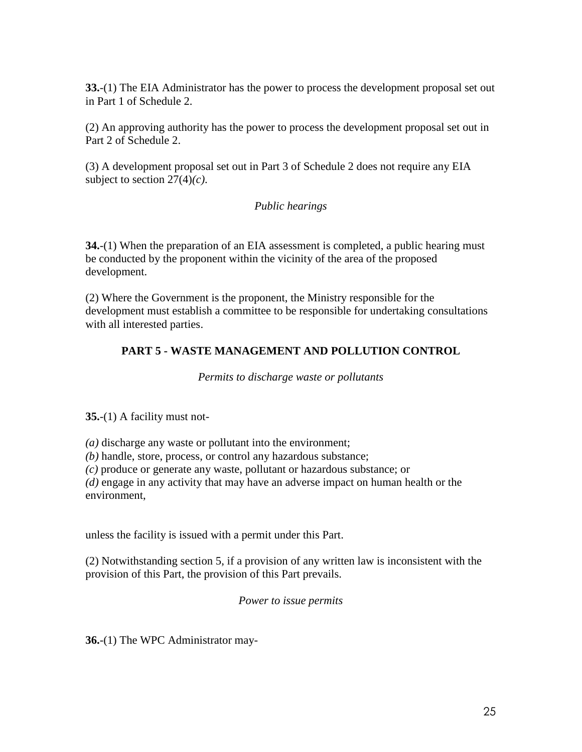**33.**-(1) The EIA Administrator has the power to process the development proposal set out in Part 1 of Schedule 2.

(2) An approving authority has the power to process the development proposal set out in Part 2 of Schedule 2.

(3) A development proposal set out in Part 3 of Schedule 2 does not require any EIA subject to section 27(4)*(c)*.

*Public hearings*

**34.**-(1) When the preparation of an EIA assessment is completed, a public hearing must be conducted by the proponent within the vicinity of the area of the proposed development.

(2) Where the Government is the proponent, the Ministry responsible for the development must establish a committee to be responsible for undertaking consultations with all interested parties.

## PART 5 - WASTE MANAGEMENT AND POLLUTION CONTROL

*Permits to discharge waste or pollutants*

**35.**-(1) A facility must not-

*(a)* discharge any waste or pollutant into the environment;
*(b)* handle, store, process, or control any hazardous substance;
*(c)* produce or generate any waste, pollutant or hazardous substance; or
*(d)* engage in any activity that may have an adverse impact on human health or the environment,

unless the facility is issued with a permit under this Part.

(2) Notwithstanding section 5, if a provision of any written law is inconsistent with the provision of this Part, the provision of this Part prevails.

*Power to issue permits*

**36.**-(1) The WPC Administrator may-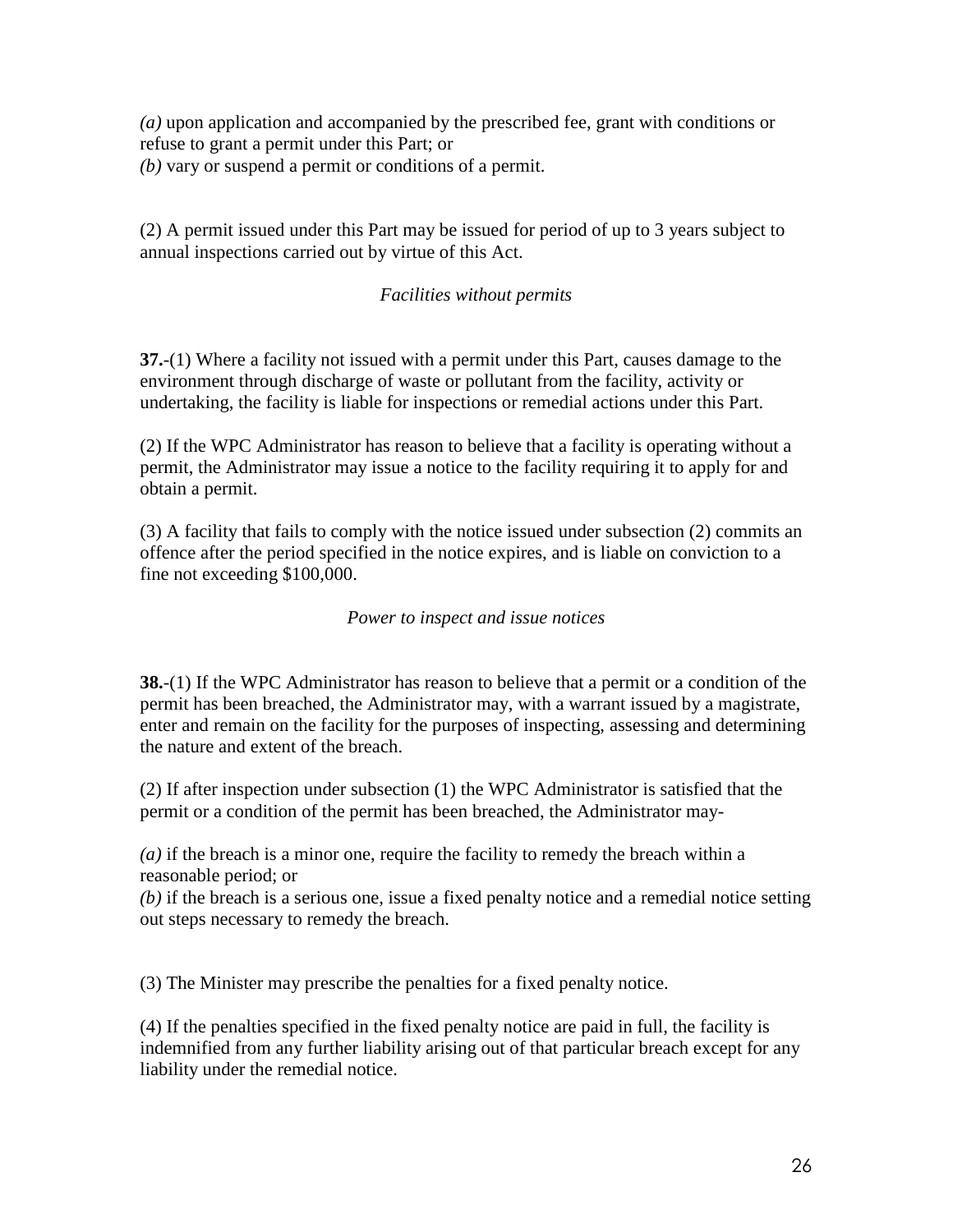*(a)* upon application and accompanied by the prescribed fee, grant with conditions or refuse to grant a permit under this Part; or
*(b)* vary or suspend a permit or conditions of a permit.

(2) A permit issued under this Part may be issued for period of up to 3 years subject to annual inspections carried out by virtue of this Act.

*Facilities without permits*

**37.**-(1) Where a facility not issued with a permit under this Part, causes damage to the environment through discharge of waste or pollutant from the facility, activity or undertaking, the facility is liable for inspections or remedial actions under this Part.

(2) If the WPC Administrator has reason to believe that a facility is operating without a permit, the Administrator may issue a notice to the facility requiring it to apply for and obtain a permit.

(3) A facility that fails to comply with the notice issued under subsection (2) commits an offence after the period specified in the notice expires, and is liable on conviction to a fine not exceeding $100,000.

*Power to inspect and issue notices*

**38.**-(1) If the WPC Administrator has reason to believe that a permit or a condition of the permit has been breached, the Administrator may, with a warrant issued by a magistrate, enter and remain on the facility for the purposes of inspecting, assessing and determining the nature and extent of the breach.

(2) If after inspection under subsection (1) the WPC Administrator is satisfied that the permit or a condition of the permit has been breached, the Administrator may-

*(a)* if the breach is a minor one, require the facility to remedy the breach within a reasonable period; or
*(b)* if the breach is a serious one, issue a fixed penalty notice and a remedial notice setting out steps necessary to remedy the breach.

(3) The Minister may prescribe the penalties for a fixed penalty notice.

(4) If the penalties specified in the fixed penalty notice are paid in full, the facility is indemnified from any further liability arising out of that particular breach except for any liability under the remedial notice.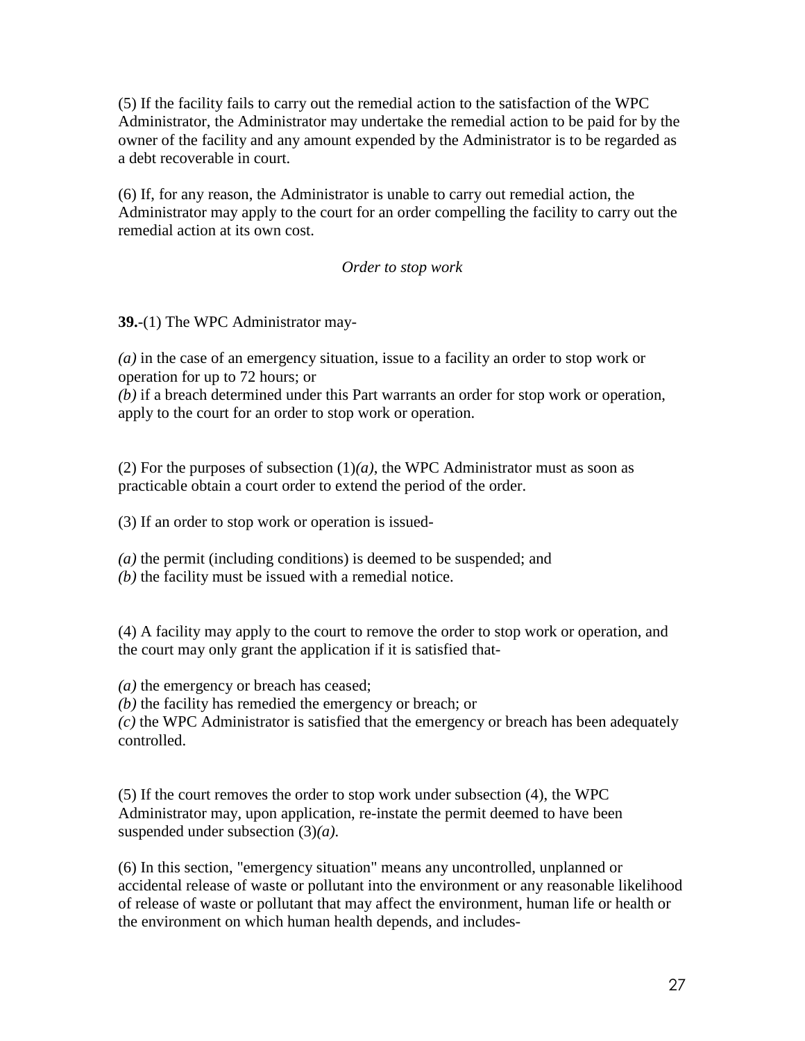(5) If the facility fails to carry out the remedial action to the satisfaction of the WPC Administrator, the Administrator may undertake the remedial action to be paid for by the owner of the facility and any amount expended by the Administrator is to be regarded as a debt recoverable in court.

(6) If, for any reason, the Administrator is unable to carry out remedial action, the Administrator may apply to the court for an order compelling the facility to carry out the remedial action at its own cost.

*Order to stop work*

**39.**-(1) The WPC Administrator may-

*(a)* in the case of an emergency situation, issue to a facility an order to stop work or operation for up to 72 hours; or
*(b)* if a breach determined under this Part warrants an order for stop work or operation, apply to the court for an order to stop work or operation.

(2) For the purposes of subsection (1)*(a)*, the WPC Administrator must as soon as practicable obtain a court order to extend the period of the order.

(3) If an order to stop work or operation is issued-

*(a)* the permit (including conditions) is deemed to be suspended; and
*(b)* the facility must be issued with a remedial notice.

(4) A facility may apply to the court to remove the order to stop work or operation, and the court may only grant the application if it is satisfied that-

*(a)* the emergency or breach has ceased;
*(b)* the facility has remedied the emergency or breach; or
*(c)* the WPC Administrator is satisfied that the emergency or breach has been adequately controlled.

(5) If the court removes the order to stop work under subsection (4), the WPC Administrator may, upon application, re-instate the permit deemed to have been suspended under subsection (3)*(a)*.

(6) In this section, "emergency situation" means any uncontrolled, unplanned or accidental release of waste or pollutant into the environment or any reasonable likelihood of release of waste or pollutant that may affect the environment, human life or health or the environment on which human health depends, and includes-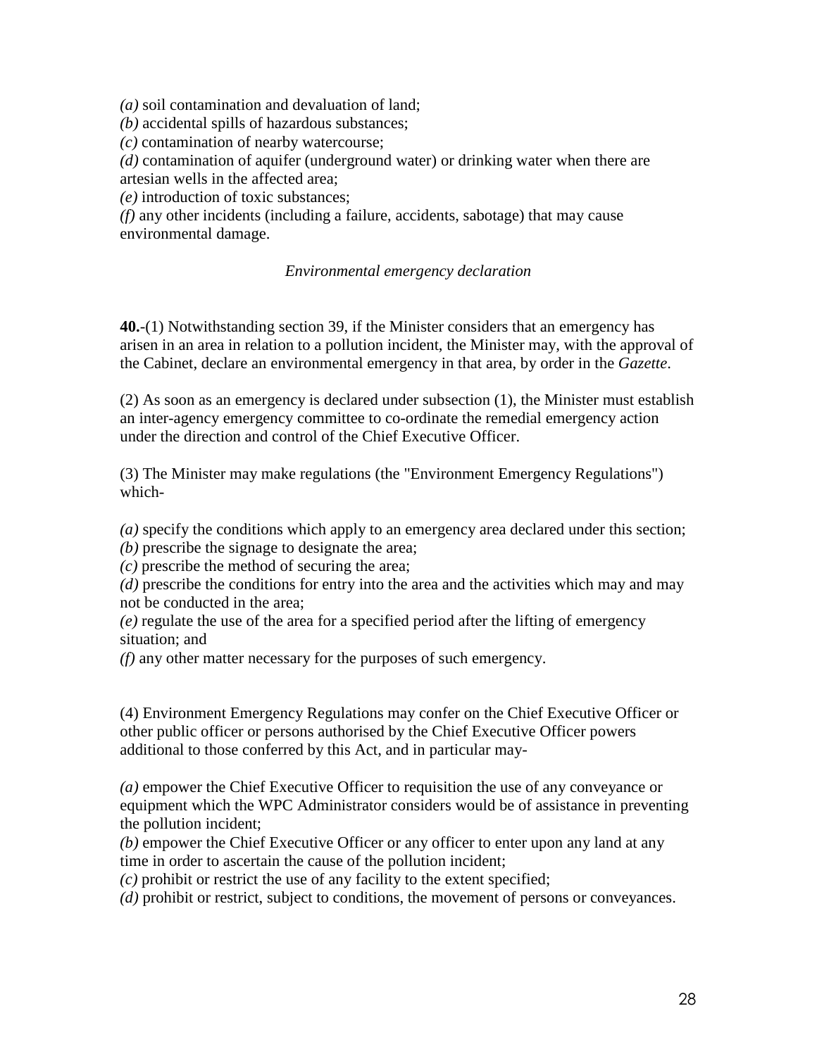*(a)* soil contamination and devaluation of land;
*(b)* accidental spills of hazardous substances;
*(c)* contamination of nearby watercourse;
*(d)* contamination of aquifer (underground water) or drinking water when there are artesian wells in the affected area;
*(e)* introduction of toxic substances;
*(f)* any other incidents (including a failure, accidents, sabotage) that may cause environmental damage.

*Environmental emergency declaration*

**40.**-(1) Notwithstanding section 39, if the Minister considers that an emergency has arisen in an area in relation to a pollution incident, the Minister may, with the approval of the Cabinet, declare an environmental emergency in that area, by order in the *Gazette*.

(2) As soon as an emergency is declared under subsection (1), the Minister must establish an inter-agency emergency committee to co-ordinate the remedial emergency action under the direction and control of the Chief Executive Officer.

(3) The Minister may make regulations (the "Environment Emergency Regulations") which-

*(a)* specify the conditions which apply to an emergency area declared under this section;
*(b)* prescribe the signage to designate the area;
*(c)* prescribe the method of securing the area;
*(d)* prescribe the conditions for entry into the area and the activities which may and may not be conducted in the area;
*(e)* regulate the use of the area for a specified period after the lifting of emergency situation; and
*(f)* any other matter necessary for the purposes of such emergency.

(4) Environment Emergency Regulations may confer on the Chief Executive Officer or other public officer or persons authorised by the Chief Executive Officer powers additional to those conferred by this Act, and in particular may-

*(a)* empower the Chief Executive Officer to requisition the use of any conveyance or equipment which the WPC Administrator considers would be of assistance in preventing the pollution incident;
*(b)* empower the Chief Executive Officer or any officer to enter upon any land at any time in order to ascertain the cause of the pollution incident;
*(c)* prohibit or restrict the use of any facility to the extent specified;
*(d)* prohibit or restrict, subject to conditions, the movement of persons or conveyances.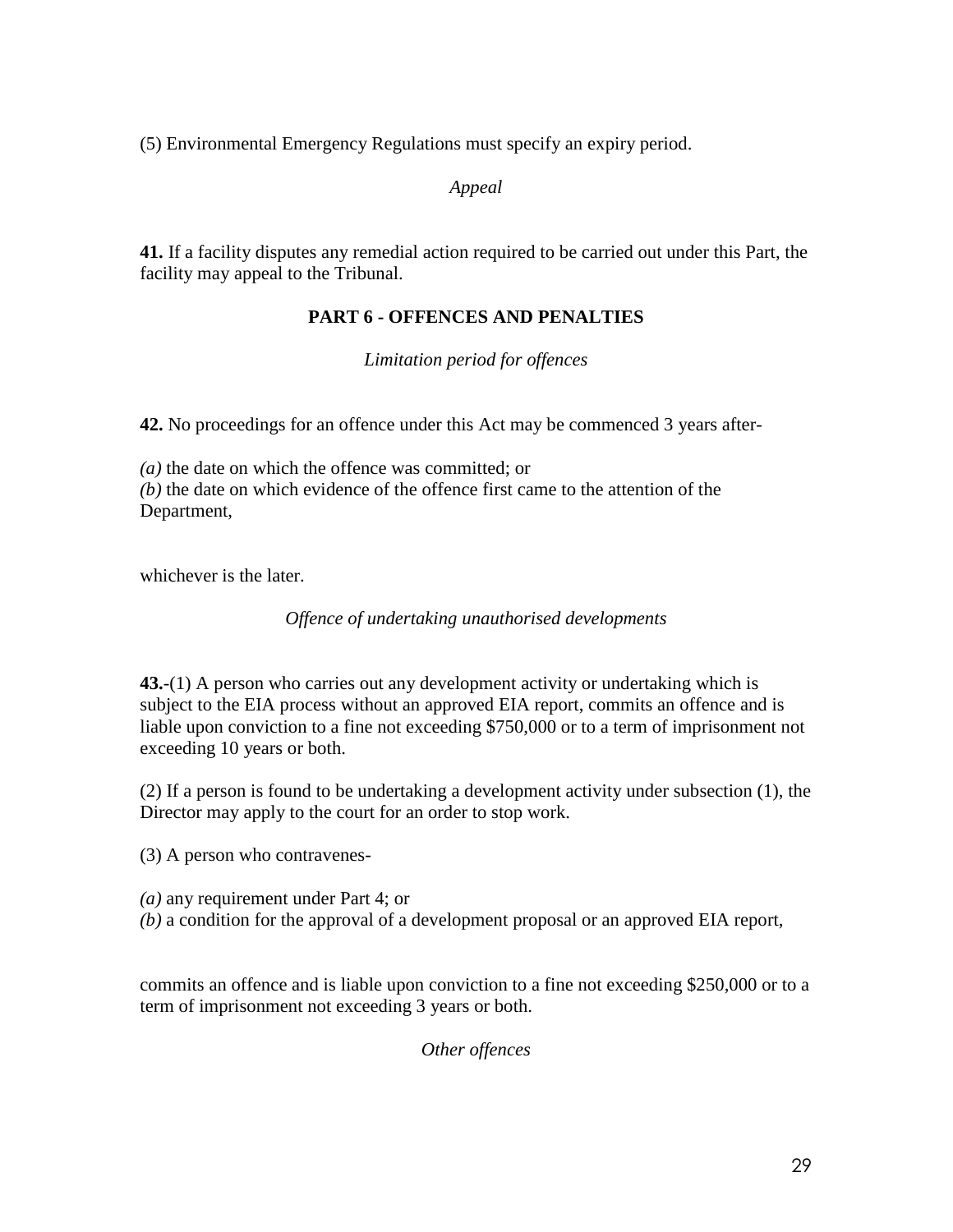(5) Environmental Emergency Regulations must specify an expiry period.

*Appeal*

**41.** If a facility disputes any remedial action required to be carried out under this Part, the facility may appeal to the Tribunal.

## PART 6 - OFFENCES AND PENALTIES

*Limitation period for offences*

**42.** No proceedings for an offence under this Act may be commenced 3 years after-

*(a)* the date on which the offence was committed; or
*(b)* the date on which evidence of the offence first came to the attention of the Department,

whichever is the later.

*Offence of undertaking unauthorised developments*

**43.**-(1) A person who carries out any development activity or undertaking which is subject to the EIA process without an approved EIA report, commits an offence and is liable upon conviction to a fine not exceeding $750,000 or to a term of imprisonment not exceeding 10 years or both.

(2) If a person is found to be undertaking a development activity under subsection (1), the Director may apply to the court for an order to stop work.

(3) A person who contravenes-

*(a)* any requirement under Part 4; or
*(b)* a condition for the approval of a development proposal or an approved EIA report,

commits an offence and is liable upon conviction to a fine not exceeding $250,000 or to a term of imprisonment not exceeding 3 years or both.

*Other offences*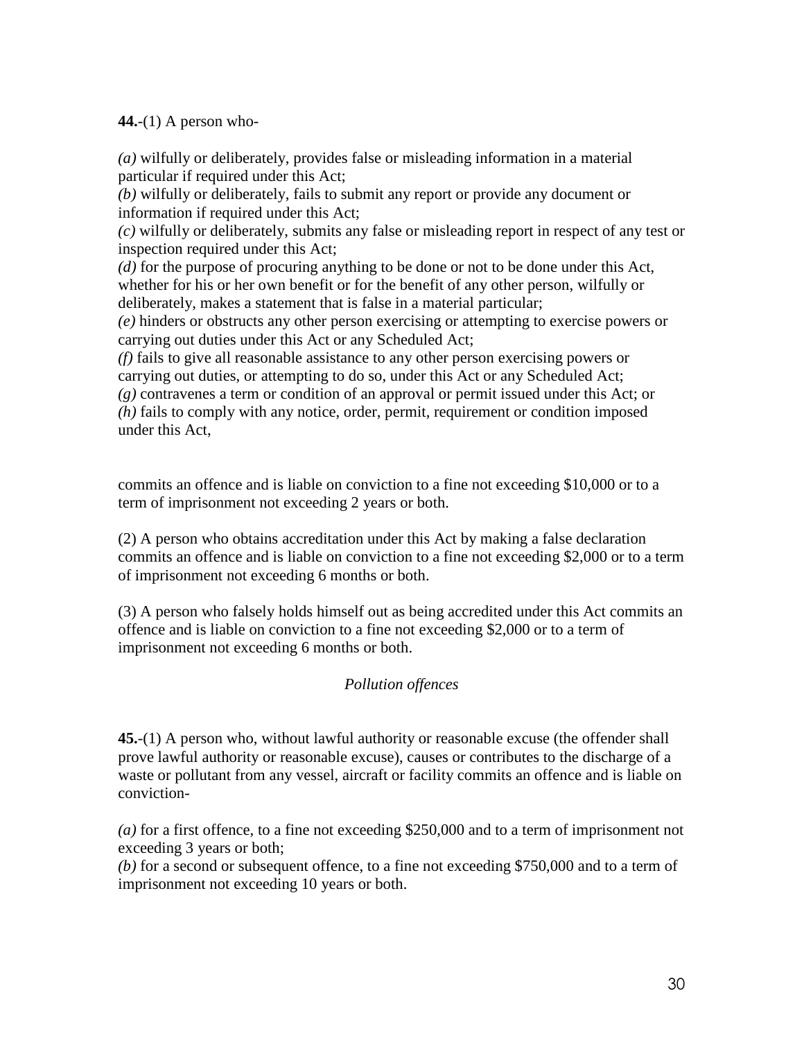**44.**-(1) A person who-

*(a)* wilfully or deliberately, provides false or misleading information in a material particular if required under this Act;
*(b)* wilfully or deliberately, fails to submit any report or provide any document or information if required under this Act;
*(c)* wilfully or deliberately, submits any false or misleading report in respect of any test or inspection required under this Act;
*(d)* for the purpose of procuring anything to be done or not to be done under this Act, whether for his or her own benefit or for the benefit of any other person, wilfully or deliberately, makes a statement that is false in a material particular;
*(e)* hinders or obstructs any other person exercising or attempting to exercise powers or carrying out duties under this Act or any Scheduled Act;
*(f)* fails to give all reasonable assistance to any other person exercising powers or carrying out duties, or attempting to do so, under this Act or any Scheduled Act;
*(g)* contravenes a term or condition of an approval or permit issued under this Act; or
*(h)* fails to comply with any notice, order, permit, requirement or condition imposed under this Act,

commits an offence and is liable on conviction to a fine not exceeding $10,000 or to a term of imprisonment not exceeding 2 years or both.

(2) A person who obtains accreditation under this Act by making a false declaration commits an offence and is liable on conviction to a fine not exceeding $2,000 or to a term of imprisonment not exceeding 6 months or both.

(3) A person who falsely holds himself out as being accredited under this Act commits an offence and is liable on conviction to a fine not exceeding $2,000 or to a term of imprisonment not exceeding 6 months or both.

*Pollution offences*

**45.**-(1) A person who, without lawful authority or reasonable excuse (the offender shall prove lawful authority or reasonable excuse), causes or contributes to the discharge of a waste or pollutant from any vessel, aircraft or facility commits an offence and is liable on conviction-

*(a)* for a first offence, to a fine not exceeding $250,000 and to a term of imprisonment not exceeding 3 years or both;
*(b)* for a second or subsequent offence, to a fine not exceeding $750,000 and to a term of imprisonment not exceeding 10 years or both.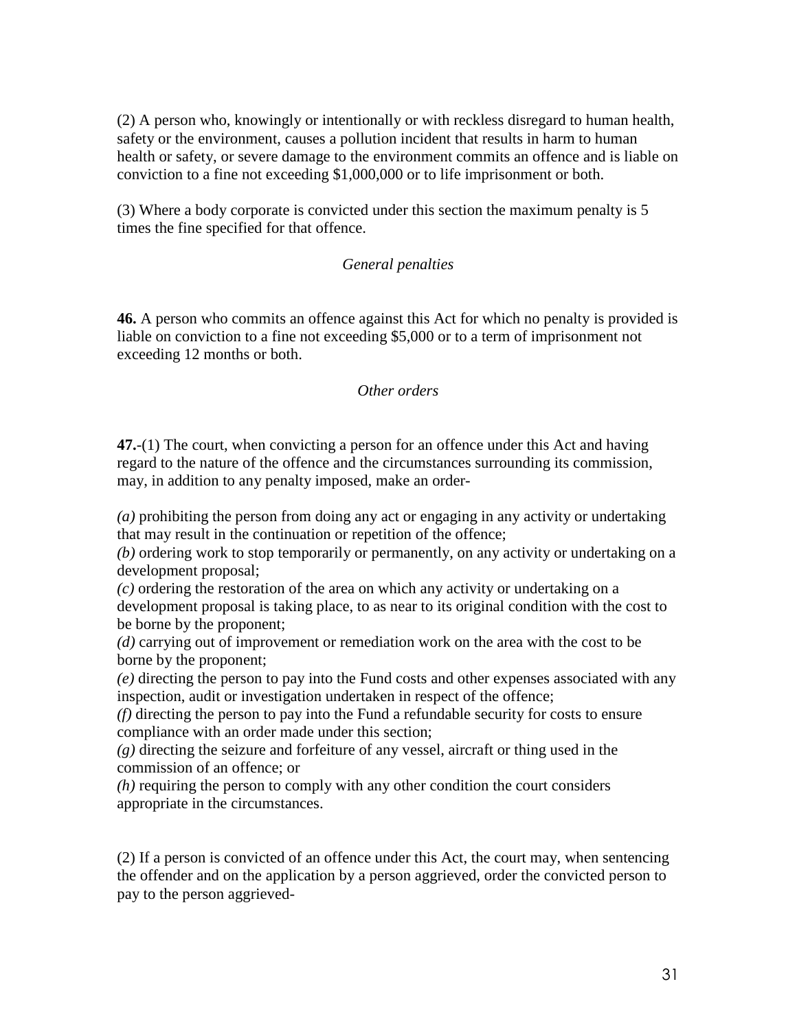(2) A person who, knowingly or intentionally or with reckless disregard to human health, safety or the environment, causes a pollution incident that results in harm to human health or safety, or severe damage to the environment commits an offence and is liable on conviction to a fine not exceeding $1,000,000 or to life imprisonment or both.

(3) Where a body corporate is convicted under this section the maximum penalty is 5 times the fine specified for that offence.

*General penalties*

**46.** A person who commits an offence against this Act for which no penalty is provided is liable on conviction to a fine not exceeding $5,000 or to a term of imprisonment not exceeding 12 months or both.

*Other orders*

**47.**-(1) The court, when convicting a person for an offence under this Act and having regard to the nature of the offence and the circumstances surrounding its commission, may, in addition to any penalty imposed, make an order-

*(a)* prohibiting the person from doing any act or engaging in any activity or undertaking that may result in the continuation or repetition of the offence;
*(b)* ordering work to stop temporarily or permanently, on any activity or undertaking on a development proposal;
*(c)* ordering the restoration of the area on which any activity or undertaking on a development proposal is taking place, to as near to its original condition with the cost to be borne by the proponent;
*(d)* carrying out of improvement or remediation work on the area with the cost to be borne by the proponent;
*(e)* directing the person to pay into the Fund costs and other expenses associated with any inspection, audit or investigation undertaken in respect of the offence;
*(f)* directing the person to pay into the Fund a refundable security for costs to ensure compliance with an order made under this section;
*(g)* directing the seizure and forfeiture of any vessel, aircraft or thing used in the commission of an offence; or
*(h)* requiring the person to comply with any other condition the court considers appropriate in the circumstances.

(2) If a person is convicted of an offence under this Act, the court may, when sentencing the offender and on the application by a person aggrieved, order the convicted person to pay to the person aggrieved-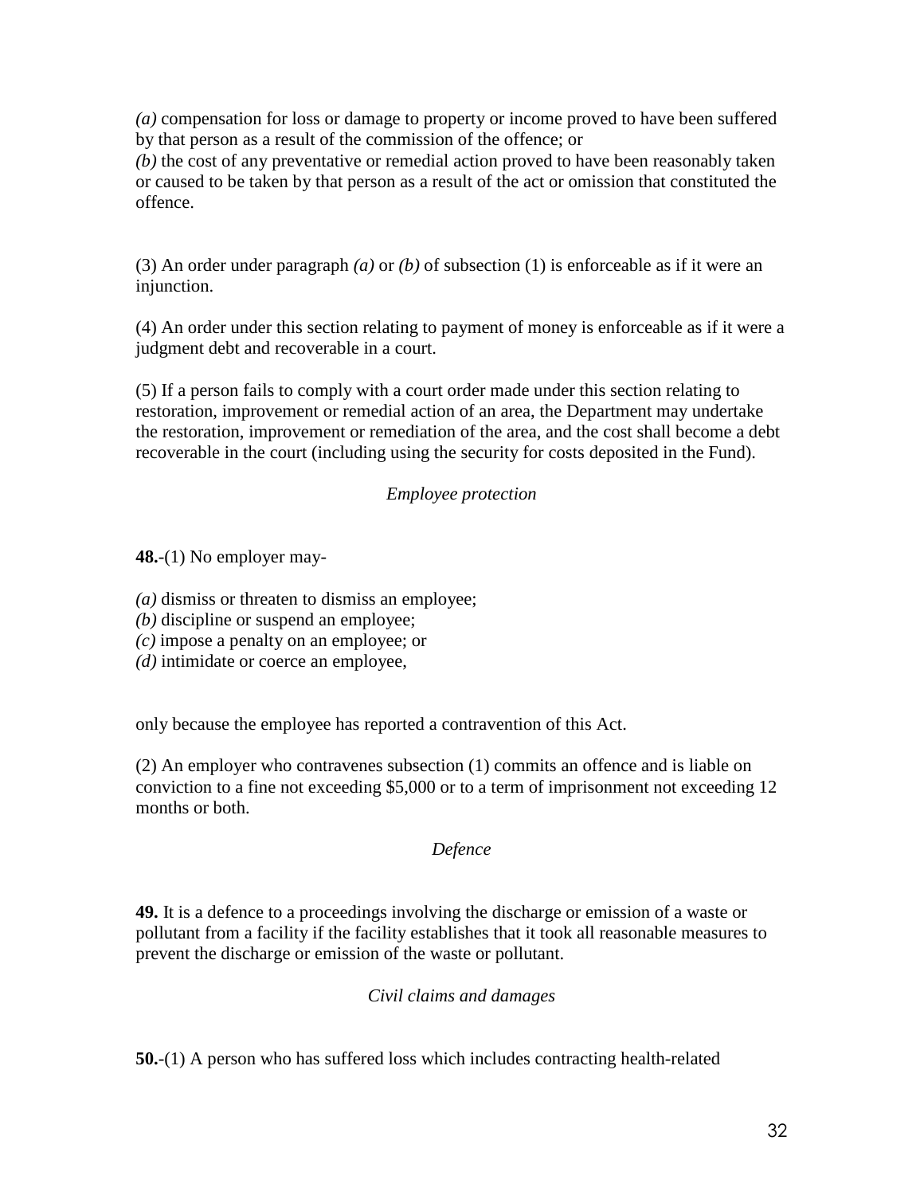*(a)* compensation for loss or damage to property or income proved to have been suffered by that person as a result of the commission of the offence; or
*(b)* the cost of any preventative or remedial action proved to have been reasonably taken or caused to be taken by that person as a result of the act or omission that constituted the offence.

(3) An order under paragraph *(a)* or *(b)* of subsection (1) is enforceable as if it were an injunction.

(4) An order under this section relating to payment of money is enforceable as if it were a judgment debt and recoverable in a court.

(5) If a person fails to comply with a court order made under this section relating to restoration, improvement or remedial action of an area, the Department may undertake the restoration, improvement or remediation of the area, and the cost shall become a debt recoverable in the court (including using the security for costs deposited in the Fund).

*Employee protection*

**48.**-(1) No employer may-

*(a)* dismiss or threaten to dismiss an employee;
*(b)* discipline or suspend an employee;
*(c)* impose a penalty on an employee; or
*(d)* intimidate or coerce an employee,

only because the employee has reported a contravention of this Act.

(2) An employer who contravenes subsection (1) commits an offence and is liable on conviction to a fine not exceeding $5,000 or to a term of imprisonment not exceeding 12 months or both.

*Defence*

**49.** It is a defence to a proceedings involving the discharge or emission of a waste or pollutant from a facility if the facility establishes that it took all reasonable measures to prevent the discharge or emission of the waste or pollutant.

*Civil claims and damages*

**50.**-(1) A person who has suffered loss which includes contracting health-related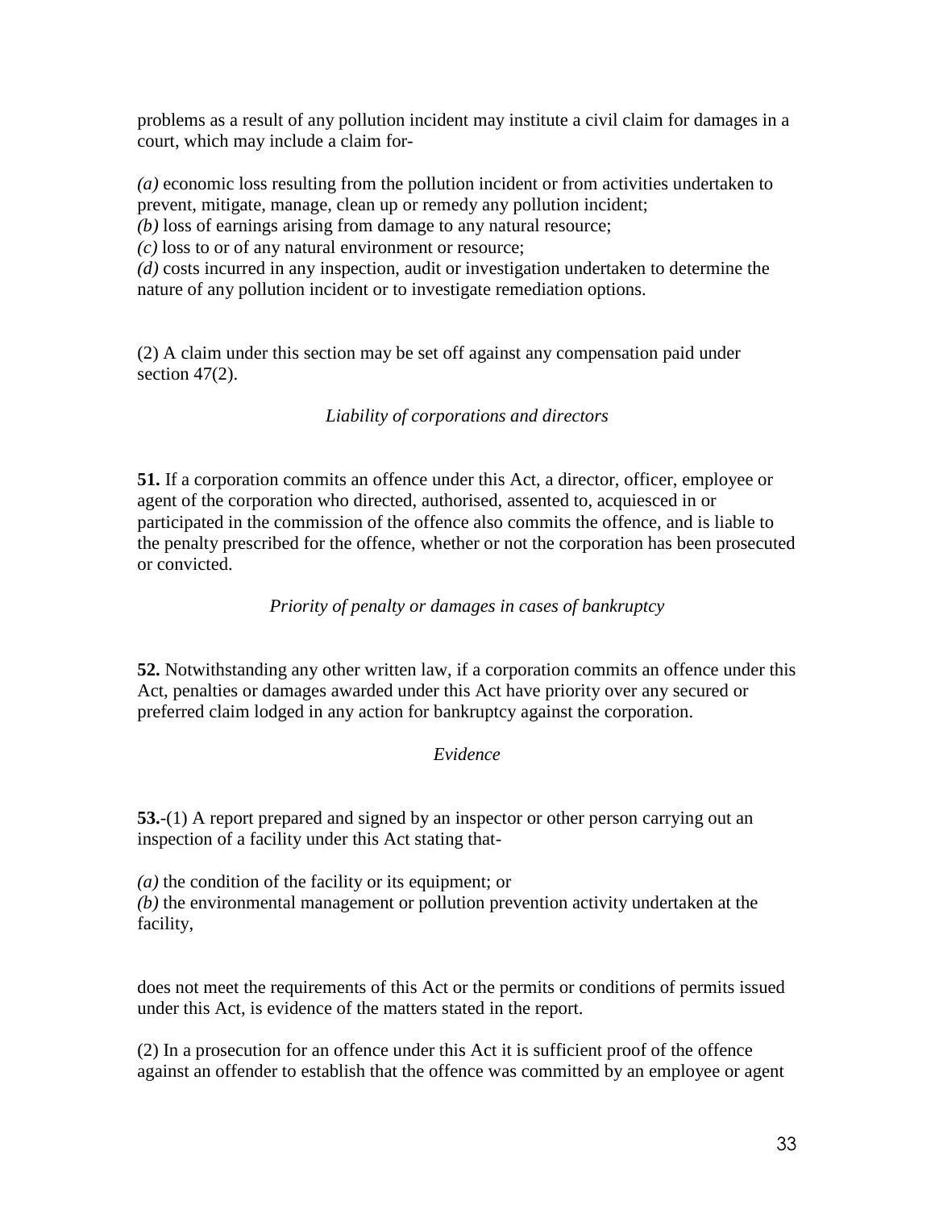problems as a result of any pollution incident may institute a civil claim for damages in a court, which may include a claim for-

*(a)* economic loss resulting from the pollution incident or from activities undertaken to prevent, mitigate, manage, clean up or remedy any pollution incident;
*(b)* loss of earnings arising from damage to any natural resource;
*(c)* loss to or of any natural environment or resource;
*(d)* costs incurred in any inspection, audit or investigation undertaken to determine the nature of any pollution incident or to investigate remediation options.

(2) A claim under this section may be set off against any compensation paid under section 47(2).

*Liability of corporations and directors*

**51.** If a corporation commits an offence under this Act, a director, officer, employee or agent of the corporation who directed, authorised, assented to, acquiesced in or participated in the commission of the offence also commits the offence, and is liable to the penalty prescribed for the offence, whether or not the corporation has been prosecuted or convicted.

*Priority of penalty or damages in cases of bankruptcy*

**52.** Notwithstanding any other written law, if a corporation commits an offence under this Act, penalties or damages awarded under this Act have priority over any secured or preferred claim lodged in any action for bankruptcy against the corporation.

*Evidence*

**53.**-(1) A report prepared and signed by an inspector or other person carrying out an inspection of a facility under this Act stating that-

*(a)* the condition of the facility or its equipment; or
*(b)* the environmental management or pollution prevention activity undertaken at the facility,

does not meet the requirements of this Act or the permits or conditions of permits issued under this Act, is evidence of the matters stated in the report.

(2) In a prosecution for an offence under this Act it is sufficient proof of the offence against an offender to establish that the offence was committed by an employee or agent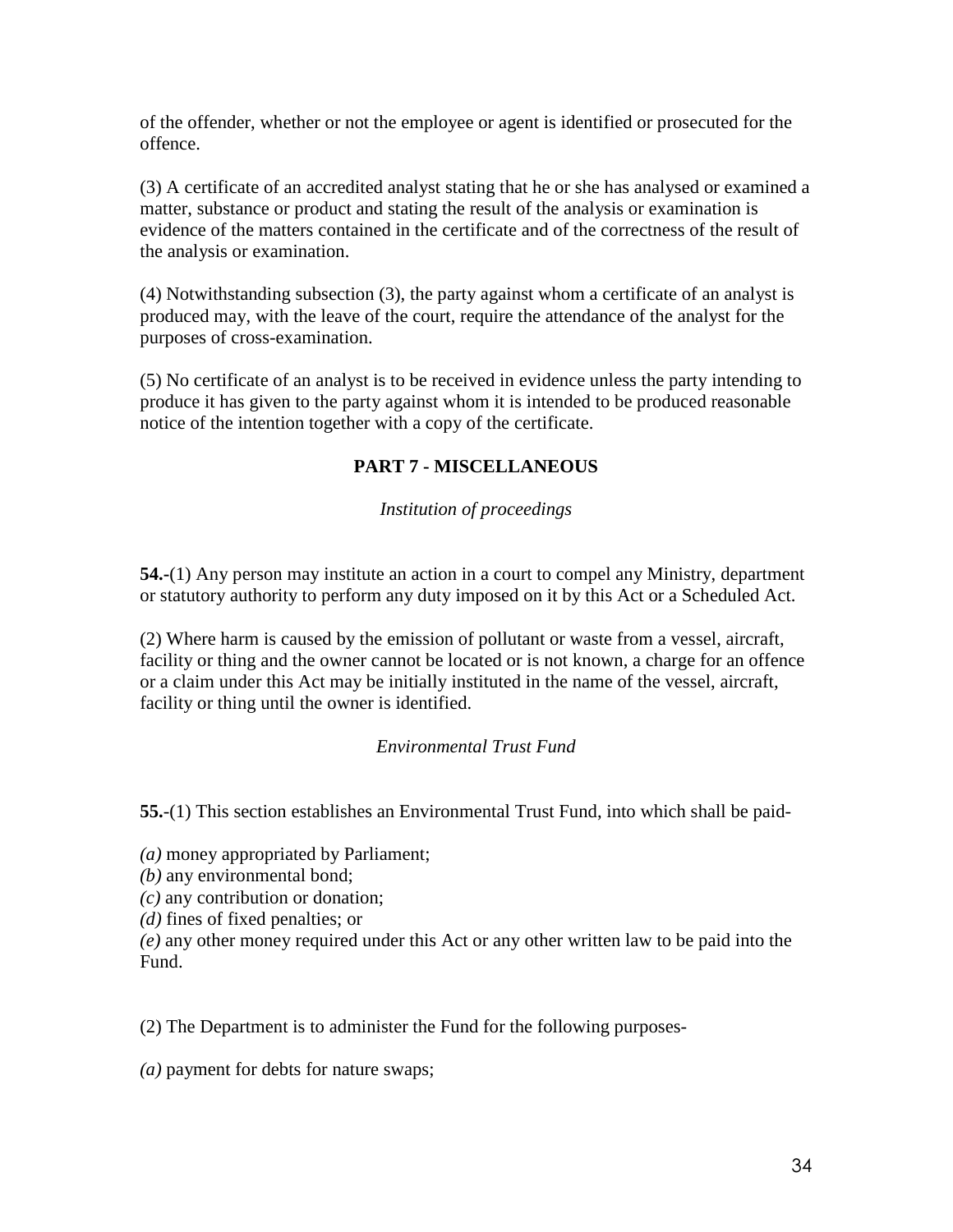of the offender, whether or not the employee or agent is identified or prosecuted for the offence.

(3) A certificate of an accredited analyst stating that he or she has analysed or examined a matter, substance or product and stating the result of the analysis or examination is evidence of the matters contained in the certificate and of the correctness of the result of the analysis or examination.

(4) Notwithstanding subsection (3), the party against whom a certificate of an analyst is produced may, with the leave of the court, require the attendance of the analyst for the purposes of cross-examination.

(5) No certificate of an analyst is to be received in evidence unless the party intending to produce it has given to the party against whom it is intended to be produced reasonable notice of the intention together with a copy of the certificate.

## PART 7 - MISCELLANEOUS

*Institution of proceedings*

**54.-**(1) Any person may institute an action in a court to compel any Ministry, department or statutory authority to perform any duty imposed on it by this Act or a Scheduled Act.

(2) Where harm is caused by the emission of pollutant or waste from a vessel, aircraft, facility or thing and the owner cannot be located or is not known, a charge for an offence or a claim under this Act may be initially instituted in the name of the vessel, aircraft, facility or thing until the owner is identified.

*Environmental Trust Fund*

**55.**-(1) This section establishes an Environmental Trust Fund, into which shall be paid-

*(a)* money appropriated by Parliament;
*(b)* any environmental bond;
*(c)* any contribution or donation;
*(d)* fines of fixed penalties; or
*(e)* any other money required under this Act or any other written law to be paid into the Fund.

(2) The Department is to administer the Fund for the following purposes-

*(a)* payment for debts for nature swaps;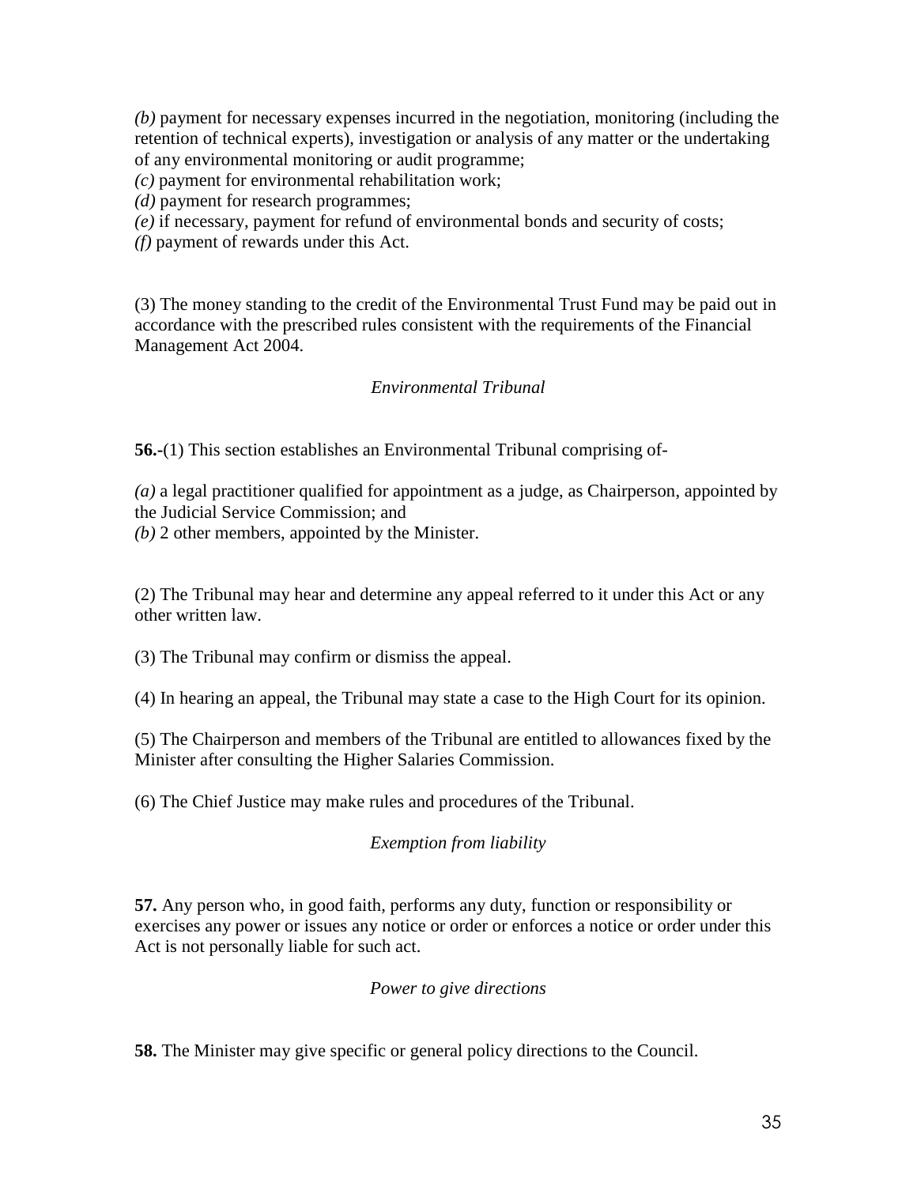*(b)* payment for necessary expenses incurred in the negotiation, monitoring (including the retention of technical experts), investigation or analysis of any matter or the undertaking of any environmental monitoring or audit programme;

*(c)* payment for environmental rehabilitation work;

*(d)* payment for research programmes;

*(e)* if necessary, payment for refund of environmental bonds and security of costs;

*(f)* payment of rewards under this Act.

(3) The money standing to the credit of the Environmental Trust Fund may be paid out in accordance with the prescribed rules consistent with the requirements of the Financial Management Act 2004.

*Environmental Tribunal*

**56.**-(1) This section establishes an Environmental Tribunal comprising of-

*(a)* a legal practitioner qualified for appointment as a judge, as Chairperson, appointed by the Judicial Service Commission; and

*(b)* 2 other members, appointed by the Minister.

(2) The Tribunal may hear and determine any appeal referred to it under this Act or any other written law.

(3) The Tribunal may confirm or dismiss the appeal.

(4) In hearing an appeal, the Tribunal may state a case to the High Court for its opinion.

(5) The Chairperson and members of the Tribunal are entitled to allowances fixed by the Minister after consulting the Higher Salaries Commission.

(6) The Chief Justice may make rules and procedures of the Tribunal.

*Exemption from liability*

**57.** Any person who, in good faith, performs any duty, function or responsibility or exercises any power or issues any notice or order or enforces a notice or order under this Act is not personally liable for such act.

*Power to give directions*

**58.** The Minister may give specific or general policy directions to the Council.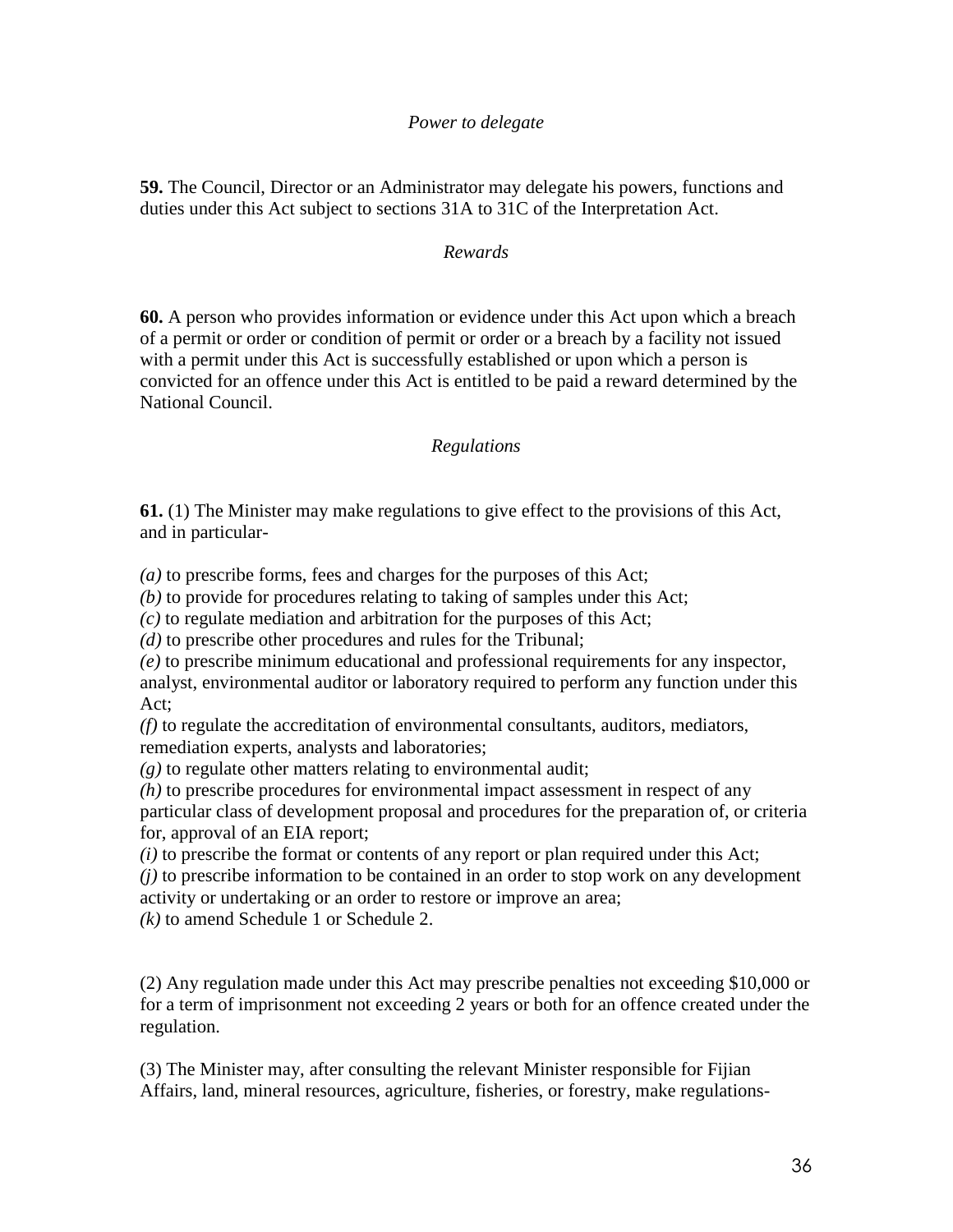*Power to delegate*

**59.** The Council, Director or an Administrator may delegate his powers, functions and duties under this Act subject to sections 31A to 31C of the Interpretation Act.

*Rewards*

**60.** A person who provides information or evidence under this Act upon which a breach of a permit or order or condition of permit or order or a breach by a facility not issued with a permit under this Act is successfully established or upon which a person is convicted for an offence under this Act is entitled to be paid a reward determined by the National Council.

*Regulations*

**61.** (1) The Minister may make regulations to give effect to the provisions of this Act, and in particular-

*(a)* to prescribe forms, fees and charges for the purposes of this Act;
*(b)* to provide for procedures relating to taking of samples under this Act;
*(c)* to regulate mediation and arbitration for the purposes of this Act;
*(d)* to prescribe other procedures and rules for the Tribunal;
*(e)* to prescribe minimum educational and professional requirements for any inspector, analyst, environmental auditor or laboratory required to perform any function under this Act;
*(f)* to regulate the accreditation of environmental consultants, auditors, mediators, remediation experts, analysts and laboratories;
*(g)* to regulate other matters relating to environmental audit;
*(h)* to prescribe procedures for environmental impact assessment in respect of any particular class of development proposal and procedures for the preparation of, or criteria for, approval of an EIA report;
*(i)* to prescribe the format or contents of any report or plan required under this Act;
*(j)* to prescribe information to be contained in an order to stop work on any development activity or undertaking or an order to restore or improve an area;
*(k)* to amend Schedule 1 or Schedule 2.

(2) Any regulation made under this Act may prescribe penalties not exceeding $10,000 or for a term of imprisonment not exceeding 2 years or both for an offence created under the regulation.

(3) The Minister may, after consulting the relevant Minister responsible for Fijian Affairs, land, mineral resources, agriculture, fisheries, or forestry, make regulations-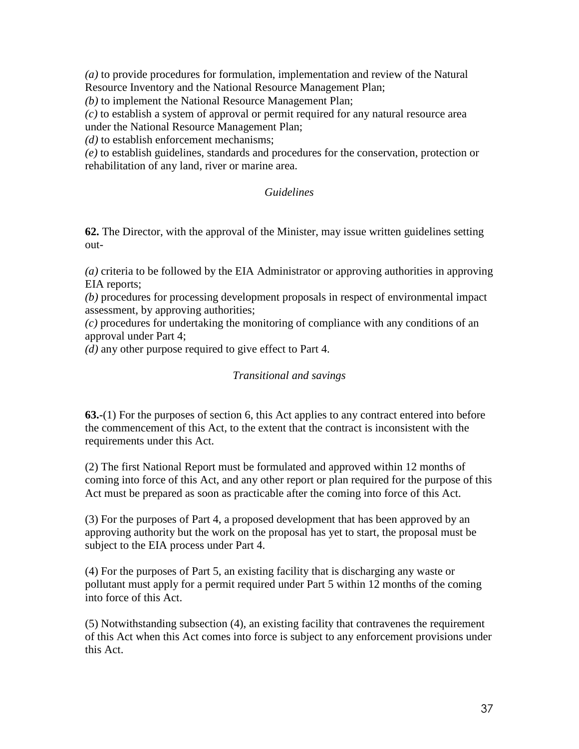*(a)* to provide procedures for formulation, implementation and review of the Natural Resource Inventory and the National Resource Management Plan;
*(b)* to implement the National Resource Management Plan;
*(c)* to establish a system of approval or permit required for any natural resource area under the National Resource Management Plan;
*(d)* to establish enforcement mechanisms;
*(e)* to establish guidelines, standards and procedures for the conservation, protection or rehabilitation of any land, river or marine area.

*Guidelines*

**62.** The Director, with the approval of the Minister, may issue written guidelines setting out-

*(a)* criteria to be followed by the EIA Administrator or approving authorities in approving EIA reports;
*(b)* procedures for processing development proposals in respect of environmental impact assessment, by approving authorities;
*(c)* procedures for undertaking the monitoring of compliance with any conditions of an approval under Part 4;
*(d)* any other purpose required to give effect to Part 4.

*Transitional and savings*

**63.-**(1) For the purposes of section 6, this Act applies to any contract entered into before the commencement of this Act, to the extent that the contract is inconsistent with the requirements under this Act.

(2) The first National Report must be formulated and approved within 12 months of coming into force of this Act, and any other report or plan required for the purpose of this Act must be prepared as soon as practicable after the coming into force of this Act.

(3) For the purposes of Part 4, a proposed development that has been approved by an approving authority but the work on the proposal has yet to start, the proposal must be subject to the EIA process under Part 4.

(4) For the purposes of Part 5, an existing facility that is discharging any waste or pollutant must apply for a permit required under Part 5 within 12 months of the coming into force of this Act.

(5) Notwithstanding subsection (4), an existing facility that contravenes the requirement of this Act when this Act comes into force is subject to any enforcement provisions under this Act.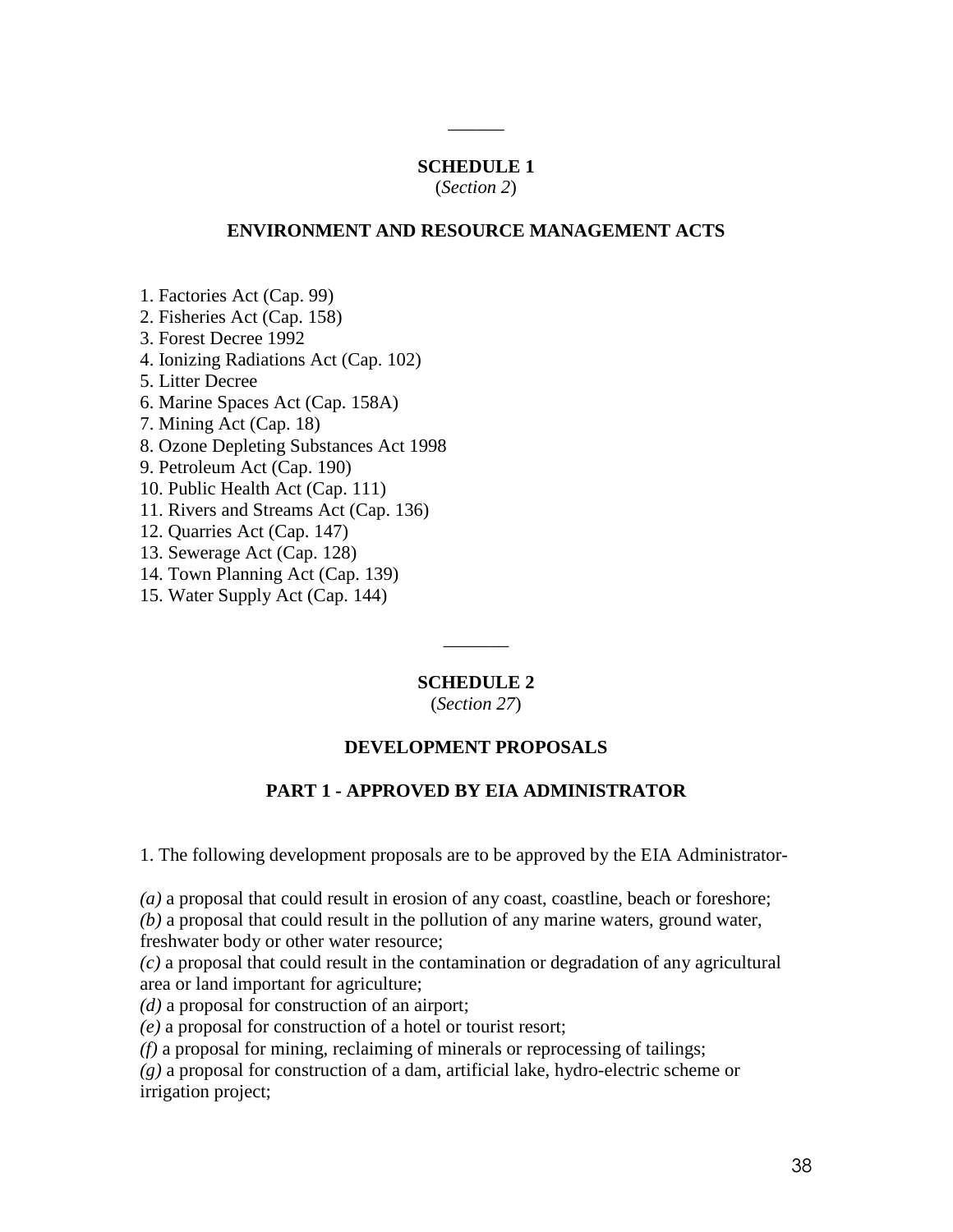---

## SCHEDULE 1

(*Section 2*)

### ENVIRONMENT AND RESOURCE MANAGEMENT ACTS

1. Factories Act (Cap. 99)
2. Fisheries Act (Cap. 158)
3. Forest Decree 1992
4. Ionizing Radiations Act (Cap. 102)
5. Litter Decree
6. Marine Spaces Act (Cap. 158A)
7. Mining Act (Cap. 18)
8. Ozone Depleting Substances Act 1998
9. Petroleum Act (Cap. 190)
10. Public Health Act (Cap. 111)
11. Rivers and Streams Act (Cap. 136)
12. Quarries Act (Cap. 147)
13. Sewerage Act (Cap. 128)
14. Town Planning Act (Cap. 139)
15. Water Supply Act (Cap. 144)

---

## SCHEDULE 2

(*Section 27*)

### DEVELOPMENT PROPOSALS

### PART 1 - APPROVED BY EIA ADMINISTRATOR

1. The following development proposals are to be approved by the EIA Administrator-

*(a)* a proposal that could result in erosion of any coast, coastline, beach or foreshore;
*(b)* a proposal that could result in the pollution of any marine waters, ground water, freshwater body or other water resource;
*(c)* a proposal that could result in the contamination or degradation of any agricultural area or land important for agriculture;
*(d)* a proposal for construction of an airport;
*(e)* a proposal for construction of a hotel or tourist resort;
*(f)* a proposal for mining, reclaiming of minerals or reprocessing of tailings;
*(g)* a proposal for construction of a dam, artificial lake, hydro-electric scheme or irrigation project;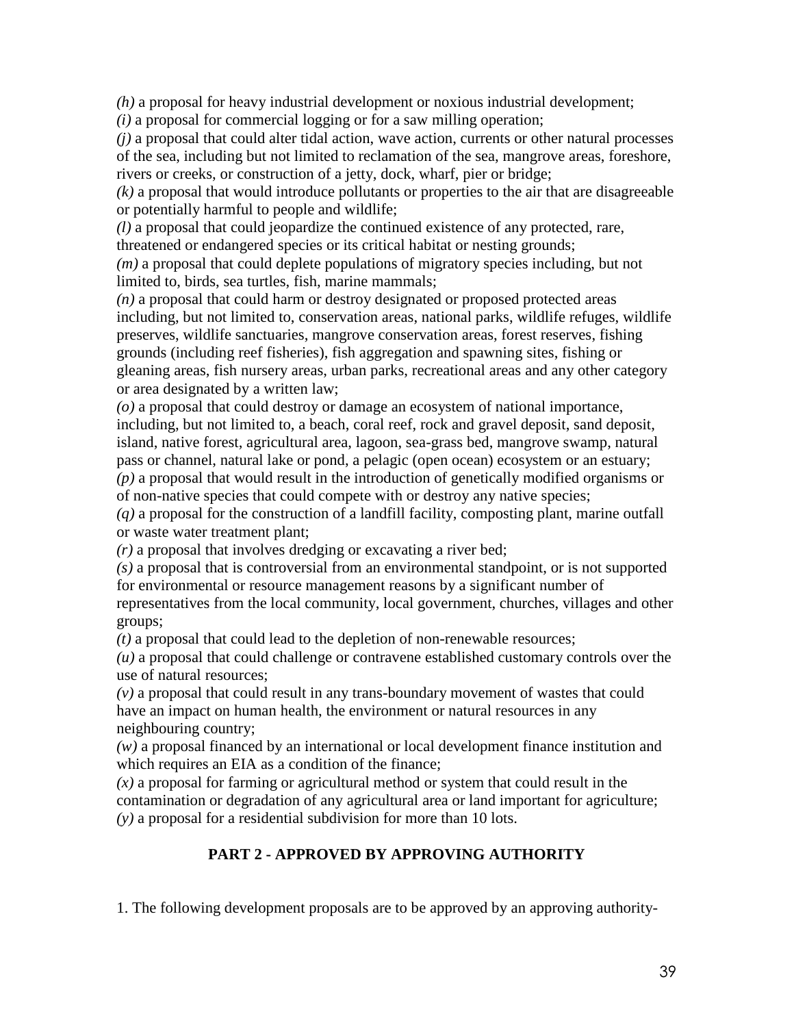*(h)* a proposal for heavy industrial development or noxious industrial development;
*(i)* a proposal for commercial logging or for a saw milling operation;
*(j)* a proposal that could alter tidal action, wave action, currents or other natural processes of the sea, including but not limited to reclamation of the sea, mangrove areas, foreshore, rivers or creeks, or construction of a jetty, dock, wharf, pier or bridge;
*(k)* a proposal that would introduce pollutants or properties to the air that are disagreeable or potentially harmful to people and wildlife;
*(l)* a proposal that could jeopardize the continued existence of any protected, rare, threatened or endangered species or its critical habitat or nesting grounds;
*(m)* a proposal that could deplete populations of migratory species including, but not limited to, birds, sea turtles, fish, marine mammals;
*(n)* a proposal that could harm or destroy designated or proposed protected areas including, but not limited to, conservation areas, national parks, wildlife refuges, wildlife preserves, wildlife sanctuaries, mangrove conservation areas, forest reserves, fishing grounds (including reef fisheries), fish aggregation and spawning sites, fishing or gleaning areas, fish nursery areas, urban parks, recreational areas and any other category or area designated by a written law;
*(o)* a proposal that could destroy or damage an ecosystem of national importance, including, but not limited to, a beach, coral reef, rock and gravel deposit, sand deposit, island, native forest, agricultural area, lagoon, sea-grass bed, mangrove swamp, natural pass or channel, natural lake or pond, a pelagic (open ocean) ecosystem or an estuary;
*(p)* a proposal that would result in the introduction of genetically modified organisms or of non-native species that could compete with or destroy any native species;
*(q)* a proposal for the construction of a landfill facility, composting plant, marine outfall or waste water treatment plant;
*(r)* a proposal that involves dredging or excavating a river bed;
*(s)* a proposal that is controversial from an environmental standpoint, or is not supported for environmental or resource management reasons by a significant number of representatives from the local community, local government, churches, villages and other groups;
*(t)* a proposal that could lead to the depletion of non-renewable resources;
*(u)* a proposal that could challenge or contravene established customary controls over the use of natural resources;
*(v)* a proposal that could result in any trans-boundary movement of wastes that could have an impact on human health, the environment or natural resources in any neighbouring country;
*(w)* a proposal financed by an international or local development finance institution and which requires an EIA as a condition of the finance;
*(x)* a proposal for farming or agricultural method or system that could result in the contamination or degradation of any agricultural area or land important for agriculture;
*(y)* a proposal for a residential subdivision for more than 10 lots.

## PART 2 - APPROVED BY APPROVING AUTHORITY

1. The following development proposals are to be approved by an approving authority-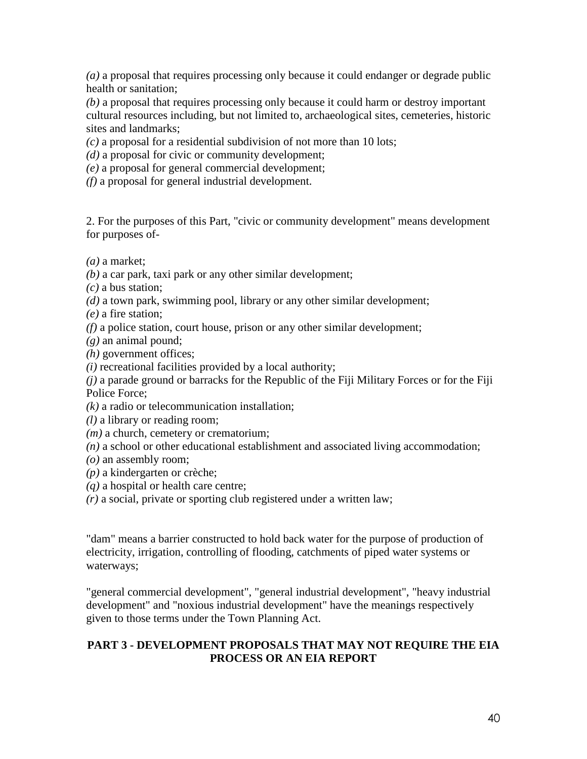*(a)* a proposal that requires processing only because it could endanger or degrade public health or sanitation;
*(b)* a proposal that requires processing only because it could harm or destroy important cultural resources including, but not limited to, archaeological sites, cemeteries, historic sites and landmarks;
*(c)* a proposal for a residential subdivision of not more than 10 lots;
*(d)* a proposal for civic or community development;
*(e)* a proposal for general commercial development;
*(f)* a proposal for general industrial development.

2. For the purposes of this Part, "civic or community development" means development for purposes of-

*(a)* a market;
*(b)* a car park, taxi park or any other similar development;
*(c)* a bus station;
*(d)* a town park, swimming pool, library or any other similar development;
*(e)* a fire station;
*(f)* a police station, court house, prison or any other similar development;
*(g)* an animal pound;
*(h)* government offices;
*(i)* recreational facilities provided by a local authority;
*(j)* a parade ground or barracks for the Republic of the Fiji Military Forces or for the Fiji Police Force;
*(k)* a radio or telecommunication installation;
*(l)* a library or reading room;
*(m)* a church, cemetery or crematorium;
*(n)* a school or other educational establishment and associated living accommodation;
*(o)* an assembly room;
*(p)* a kindergarten or crèche;
*(q)* a hospital or health care centre;
*(r)* a social, private or sporting club registered under a written law;

"dam" means a barrier constructed to hold back water for the purpose of production of electricity, irrigation, controlling of flooding, catchments of piped water systems or waterways;

"general commercial development", "general industrial development", "heavy industrial development" and "noxious industrial development" have the meanings respectively given to those terms under the Town Planning Act.

## PART 3 - DEVELOPMENT PROPOSALS THAT MAY NOT REQUIRE THE EIA PROCESS OR AN EIA REPORT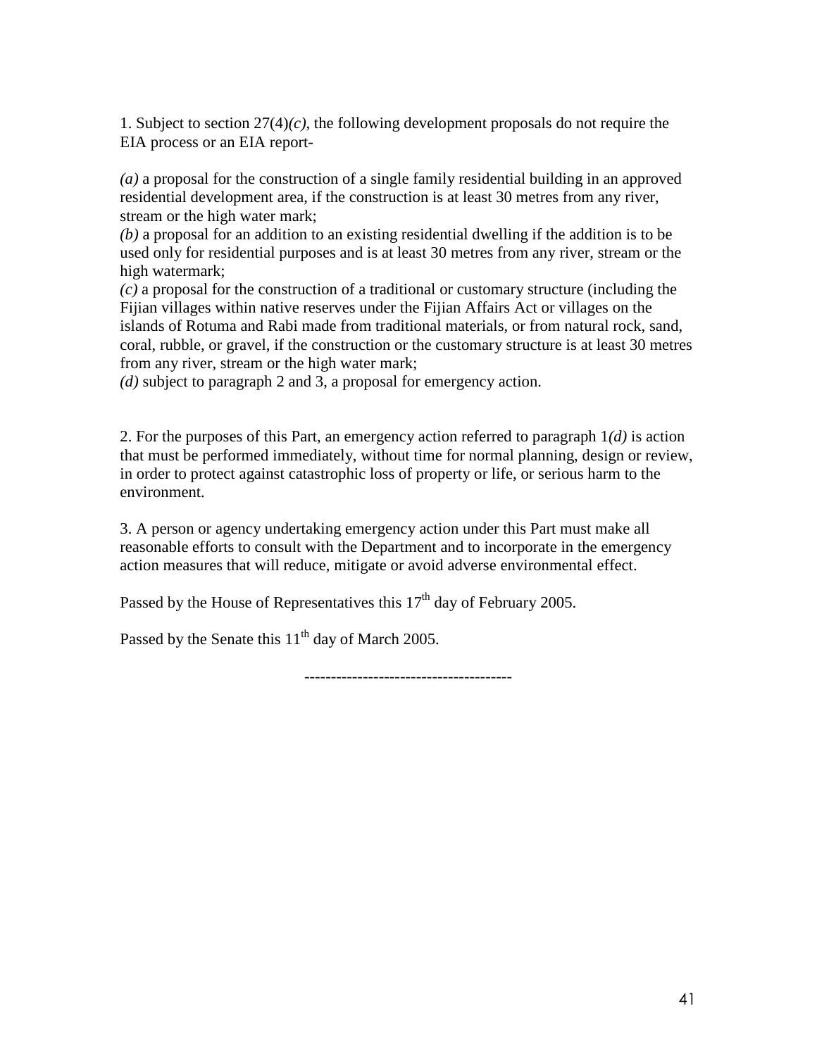1. Subject to section 27(4)*(c)*, the following development proposals do not require the EIA process or an EIA report-

*(a)* a proposal for the construction of a single family residential building in an approved residential development area, if the construction is at least 30 metres from any river, stream or the high water mark;
*(b)* a proposal for an addition to an existing residential dwelling if the addition is to be used only for residential purposes and is at least 30 metres from any river, stream or the high watermark;
*(c)* a proposal for the construction of a traditional or customary structure (including the Fijian villages within native reserves under the Fijian Affairs Act or villages on the islands of Rotuma and Rabi made from traditional materials, or from natural rock, sand, coral, rubble, or gravel, if the construction or the customary structure is at least 30 metres from any river, stream or the high water mark;
*(d)* subject to paragraph 2 and 3, a proposal for emergency action.

2. For the purposes of this Part, an emergency action referred to paragraph 1*(d)* is action that must be performed immediately, without time for normal planning, design or review, in order to protect against catastrophic loss of property or life, or serious harm to the environment.

3. A person or agency undertaking emergency action under this Part must make all reasonable efforts to consult with the Department and to incorporate in the emergency action measures that will reduce, mitigate or avoid adverse environmental effect.

Passed by the House of Representatives this 17th day of February 2005.

Passed by the Senate this 11th day of March 2005.

--------------------------------------